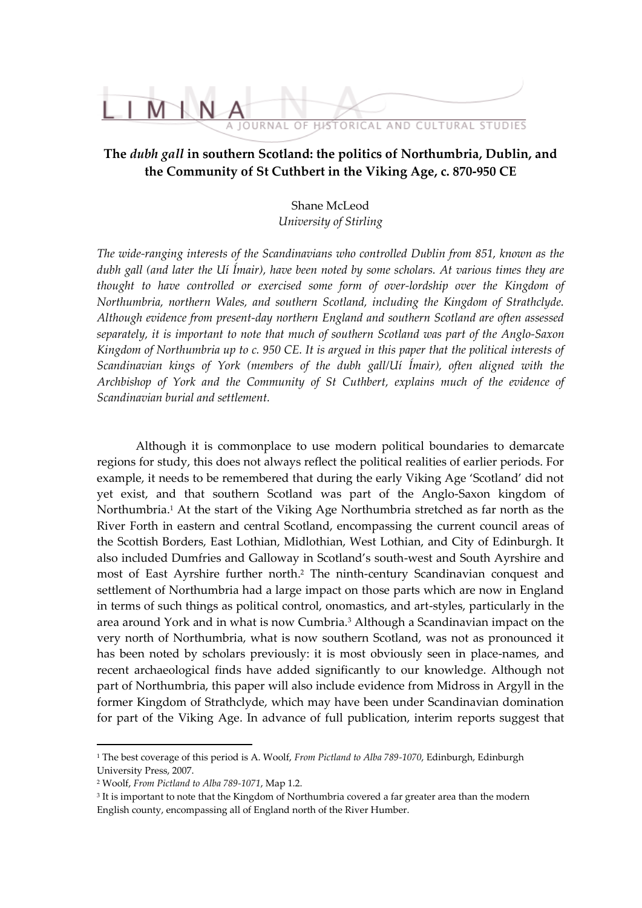# The *dubh gall* in southern Scotland: the politics of Northumbria, Dublin, and the Community of St Cuthbert in the Viking Age, c. 870-950 CE

Shane McLeod
*University of Stirling*

*The wide-ranging interests of the Scandinavians who controlled Dublin from 851, known as the dubh gall (and later the Uí Ímair), have been noted by some scholars. At various times they are thought to have controlled or exercised some form of over-lordship over the Kingdom of Northumbria, northern Wales, and southern Scotland, including the Kingdom of Strathclyde. Although evidence from present-day northern England and southern Scotland are often assessed separately, it is important to note that much of southern Scotland was part of the Anglo-Saxon Kingdom of Northumbria up to c. 950 CE. It is argued in this paper that the political interests of Scandinavian kings of York (members of the dubh gall/Uí Ímair), often aligned with the Archbishop of York and the Community of St Cuthbert, explains much of the evidence of Scandinavian burial and settlement.*

Although it is commonplace to use modern political boundaries to demarcate regions for study, this does not always reflect the political realities of earlier periods. For example, it needs to be remembered that during the early Viking Age 'Scotland' did not yet exist, and that southern Scotland was part of the Anglo-Saxon kingdom of Northumbria.[1] At the start of the Viking Age Northumbria stretched as far north as the River Forth in eastern and central Scotland, encompassing the current council areas of the Scottish Borders, East Lothian, Midlothian, West Lothian, and City of Edinburgh. It also included Dumfries and Galloway in Scotland's south-west and South Ayrshire and most of East Ayrshire further north.[2] The ninth-century Scandinavian conquest and settlement of Northumbria had a large impact on those parts which are now in England in terms of such things as political control, onomastics, and art-styles, particularly in the area around York and in what is now Cumbria.[3] Although a Scandinavian impact on the very north of Northumbria, what is now southern Scotland, was not as pronounced it has been noted by scholars previously: it is most obviously seen in place-names, and recent archaeological finds have added significantly to our knowledge. Although not part of Northumbria, this paper will also include evidence from Midross in Argyll in the former Kingdom of Strathclyde, which may have been under Scandinavian domination for part of the Viking Age. In advance of full publication, interim reports suggest that

---

[1] The best coverage of this period is A. Woolf, *From Pictland to Alba 789-1070*, Edinburgh, Edinburgh University Press, 2007.

[2] Woolf, *From Pictland to Alba 789-1071*, Map 1.2.

[3] It is important to note that the Kingdom of Northumbria covered a far greater area than the modern English county, encompassing all of England north of the River Humber.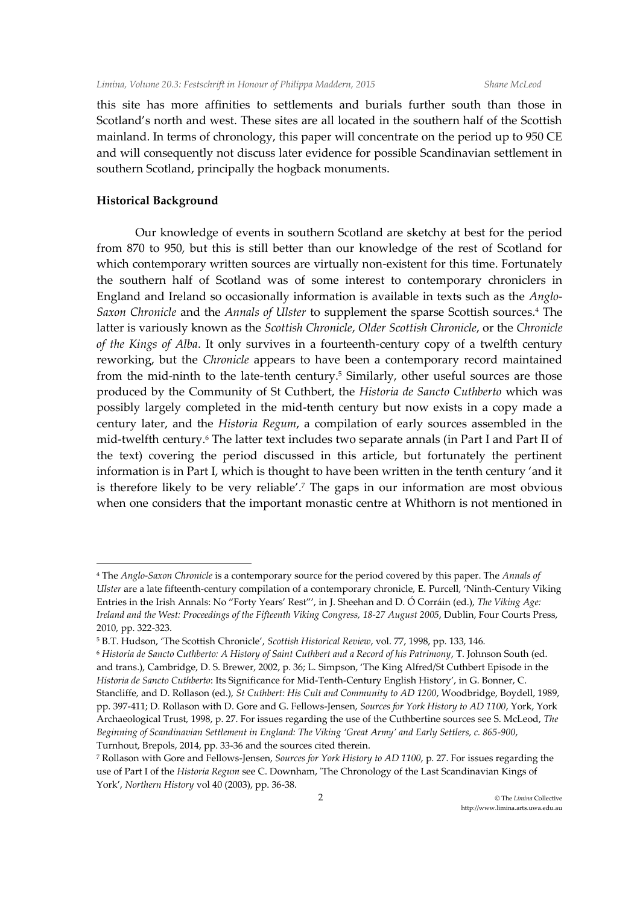this site has more affinities to settlements and burials further south than those in Scotland's north and west. These sites are all located in the southern half of the Scottish mainland. In terms of chronology, this paper will concentrate on the period up to 950 CE and will consequently not discuss later evidence for possible Scandinavian settlement in southern Scotland, principally the hogback monuments.

**Historical Background**

Our knowledge of events in southern Scotland are sketchy at best for the period from 870 to 950, but this is still better than our knowledge of the rest of Scotland for which contemporary written sources are virtually non-existent for this time. Fortunately the southern half of Scotland was of some interest to contemporary chroniclers in England and Ireland so occasionally information is available in texts such as the *Anglo-Saxon Chronicle* and the *Annals of Ulster* to supplement the sparse Scottish sources.[4] The latter is variously known as the *Scottish Chronicle*, *Older Scottish Chronicle*, or the *Chronicle of the Kings of Alba*. It only survives in a fourteenth-century copy of a twelfth century reworking, but the *Chronicle* appears to have been a contemporary record maintained from the mid-ninth to the late-tenth century.[5] Similarly, other useful sources are those produced by the Community of St Cuthbert, the *Historia de Sancto Cuthberto* which was possibly largely completed in the mid-tenth century but now exists in a copy made a century later, and the *Historia Regum*, a compilation of early sources assembled in the mid-twelfth century.[6] The latter text includes two separate annals (in Part I and Part II of the text) covering the period discussed in this article, but fortunately the pertinent information is in Part I, which is thought to have been written in the tenth century 'and it is therefore likely to be very reliable'.[7] The gaps in our information are most obvious when one considers that the important monastic centre at Whithorn is not mentioned in

---

[4] The *Anglo-Saxon Chronicle* is a contemporary source for the period covered by this paper. The *Annals of Ulster* are a late fifteenth-century compilation of a contemporary chronicle, E. Purcell, 'Ninth-Century Viking Entries in the Irish Annals: No "Forty Years' Rest"', in J. Sheehan and D. Ó Corráin (ed.), *The Viking Age: Ireland and the West: Proceedings of the Fifteenth Viking Congress, 18-27 August 2005*, Dublin, Four Courts Press, 2010, pp. 322-323.

[5] B.T. Hudson, 'The Scottish Chronicle', *Scottish Historical Review*, vol. 77, 1998, pp. 133, 146.

[6] *Historia de Sancto Cuthberto: A History of Saint Cuthbert and a Record of his Patrimony*, T. Johnson South (ed. and trans.), Cambridge, D. S. Brewer, 2002, p. 36; L. Simpson, 'The King Alfred/St Cuthbert Episode in the *Historia de Sancto Cuthberto*: Its Significance for Mid-Tenth-Century English History', in G. Bonner, C. Stancliffe, and D. Rollason (ed.), *St Cuthbert: His Cult and Community to AD 1200*, Woodbridge, Boydell, 1989, pp. 397-411; D. Rollason with D. Gore and G. Fellows-Jensen, *Sources for York History to AD 1100*, York, York Archaeological Trust, 1998, p. 27. For issues regarding the use of the Cuthbertine sources see S. McLeod, *The Beginning of Scandinavian Settlement in England: The Viking 'Great Army' and Early Settlers, c. 865-900*, Turnhout, Brepols, 2014, pp. 33-36 and the sources cited therein.

[7] Rollason with Gore and Fellows-Jensen, *Sources for York History to AD 1100*, p. 27. For issues regarding the use of Part I of the *Historia Regum* see C. Downham, 'The Chronology of the Last Scandinavian Kings of York', *Northern History* vol 40 (2003), pp. 36-38.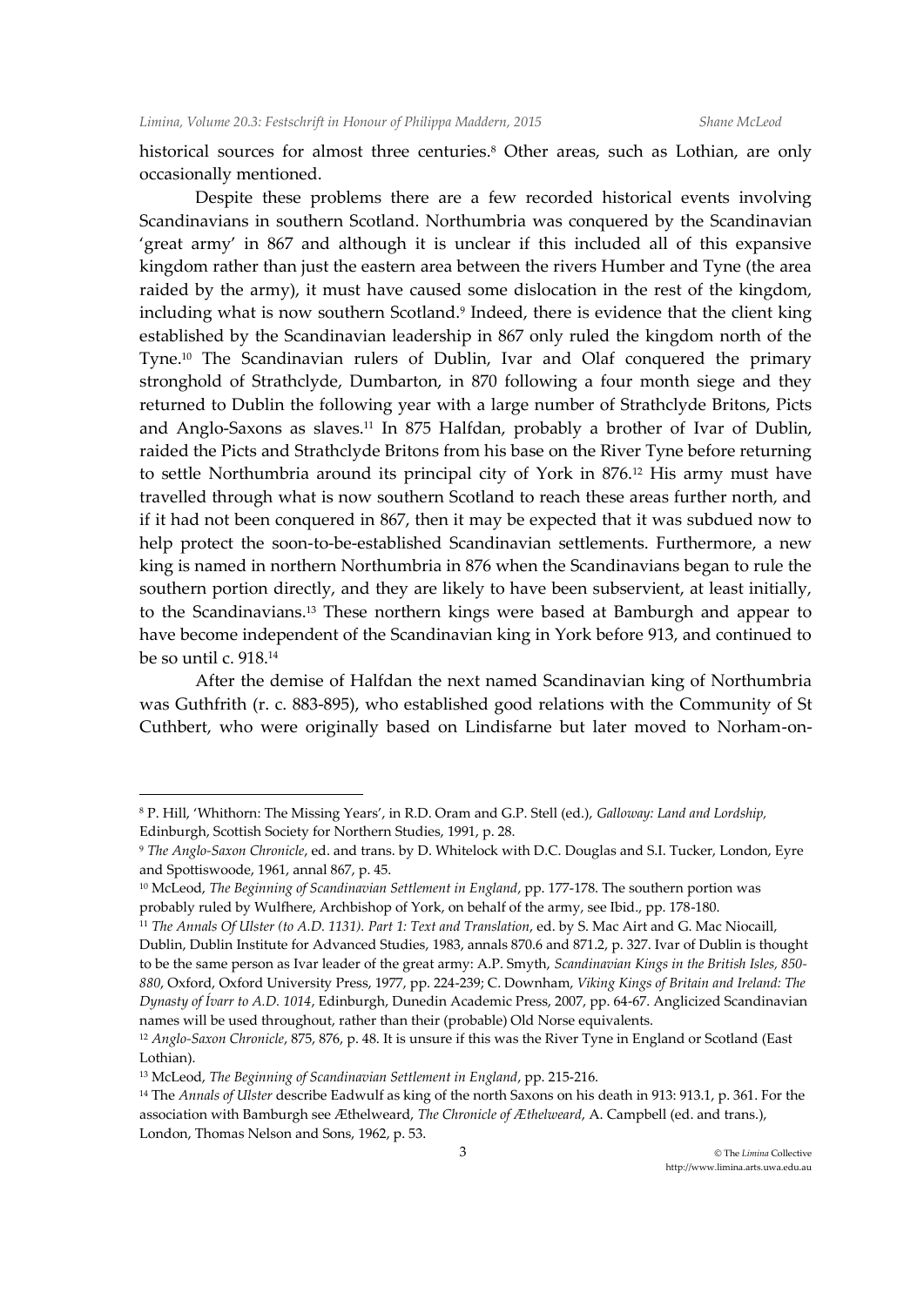historical sources for almost three centuries.[8] Other areas, such as Lothian, are only occasionally mentioned.

Despite these problems there are a few recorded historical events involving Scandinavians in southern Scotland. Northumbria was conquered by the Scandinavian 'great army' in 867 and although it is unclear if this included all of this expansive kingdom rather than just the eastern area between the rivers Humber and Tyne (the area raided by the army), it must have caused some dislocation in the rest of the kingdom, including what is now southern Scotland.[9] Indeed, there is evidence that the client king established by the Scandinavian leadership in 867 only ruled the kingdom north of the Tyne.[10] The Scandinavian rulers of Dublin, Ivar and Olaf conquered the primary stronghold of Strathclyde, Dumbarton, in 870 following a four month siege and they returned to Dublin the following year with a large number of Strathclyde Britons, Picts and Anglo-Saxons as slaves.[11] In 875 Halfdan, probably a brother of Ivar of Dublin, raided the Picts and Strathclyde Britons from his base on the River Tyne before returning to settle Northumbria around its principal city of York in 876.[12] His army must have travelled through what is now southern Scotland to reach these areas further north, and if it had not been conquered in 867, then it may be expected that it was subdued now to help protect the soon-to-be-established Scandinavian settlements. Furthermore, a new king is named in northern Northumbria in 876 when the Scandinavians began to rule the southern portion directly, and they are likely to have been subservient, at least initially, to the Scandinavians.[13] These northern kings were based at Bamburgh and appear to have become independent of the Scandinavian king in York before 913, and continued to be so until c. 918.[14]

After the demise of Halfdan the next named Scandinavian king of Northumbria was Guthfrith (r. c. 883-895), who established good relations with the Community of St Cuthbert, who were originally based on Lindisfarne but later moved to Norham-on-

---

[8] P. Hill, 'Whithorn: The Missing Years', in R.D. Oram and G.P. Stell (ed.), *Galloway: Land and Lordship*, Edinburgh, Scottish Society for Northern Studies, 1991, p. 28.

[9] *The Anglo-Saxon Chronicle*, ed. and trans. by D. Whitelock with D.C. Douglas and S.I. Tucker, London, Eyre and Spottiswoode, 1961, annal 867, p. 45.

[10] McLeod, *The Beginning of Scandinavian Settlement in England*, pp. 177-178. The southern portion was probably ruled by Wulfhere, Archbishop of York, on behalf of the army, see Ibid., pp. 178-180.

[11] *The Annals Of Ulster (to A.D. 1131). Part 1: Text and Translation*, ed. by S. Mac Airt and G. Mac Niocaill, Dublin, Dublin Institute for Advanced Studies, 1983, annals 870.6 and 871.2, p. 327. Ivar of Dublin is thought to be the same person as Ivar leader of the great army: A.P. Smyth, *Scandinavian Kings in the British Isles, 850-880*, Oxford, Oxford University Press, 1977, pp. 224-239; C. Downham, *Viking Kings of Britain and Ireland: The Dynasty of Ívarr to A.D. 1014*, Edinburgh, Dunedin Academic Press, 2007, pp. 64-67. Anglicized Scandinavian names will be used throughout, rather than their (probable) Old Norse equivalents.

[12] *Anglo-Saxon Chronicle*, 875, 876, p. 48. It is unsure if this was the River Tyne in England or Scotland (East Lothian).

[13] McLeod, *The Beginning of Scandinavian Settlement in England*, pp. 215-216.

[14] The *Annals of Ulster* describe Eadwulf as king of the north Saxons on his death in 913: 913.1, p. 361. For the association with Bamburgh see Æthelweard, *The Chronicle of Æthelweard*, A. Campbell (ed. and trans.), London, Thomas Nelson and Sons, 1962, p. 53.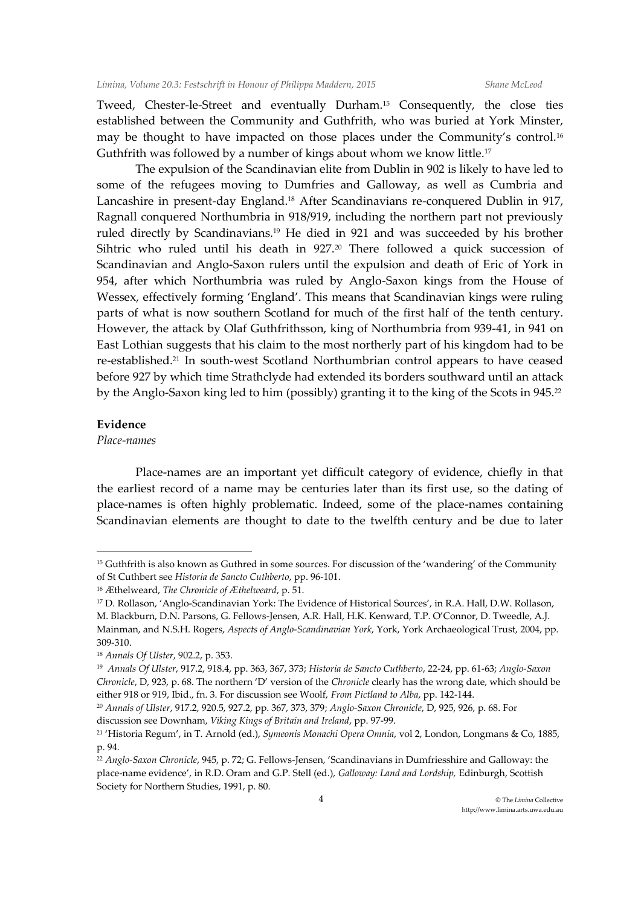Tweed, Chester-le-Street and eventually Durham.[15] Consequently, the close ties established between the Community and Guthfrith, who was buried at York Minster, may be thought to have impacted on those places under the Community's control.[16] Guthfrith was followed by a number of kings about whom we know little.[17]

The expulsion of the Scandinavian elite from Dublin in 902 is likely to have led to some of the refugees moving to Dumfries and Galloway, as well as Cumbria and Lancashire in present-day England.[18] After Scandinavians re-conquered Dublin in 917, Ragnall conquered Northumbria in 918/919, including the northern part not previously ruled directly by Scandinavians.[19] He died in 921 and was succeeded by his brother Sihtric who ruled until his death in 927.[20] There followed a quick succession of Scandinavian and Anglo-Saxon rulers until the expulsion and death of Eric of York in 954, after which Northumbria was ruled by Anglo-Saxon kings from the House of Wessex, effectively forming 'England'. This means that Scandinavian kings were ruling parts of what is now southern Scotland for much of the first half of the tenth century. However, the attack by Olaf Guthfrithsson, king of Northumbria from 939-41, in 941 on East Lothian suggests that his claim to the most northerly part of his kingdom had to be re-established.[21] In south-west Scotland Northumbrian control appears to have ceased before 927 by which time Strathclyde had extended its borders southward until an attack by the Anglo-Saxon king led to him (possibly) granting it to the king of the Scots in 945.[22]

**Evidence**

*Place-names*

Place-names are an important yet difficult category of evidence, chiefly in that the earliest record of a name may be centuries later than its first use, so the dating of place-names is often highly problematic. Indeed, some of the place-names containing Scandinavian elements are thought to date to the twelfth century and be due to later

---

[15] Guthfrith is also known as Guthred in some sources. For discussion of the 'wandering' of the Community of St Cuthbert see *Historia de Sancto Cuthberto*, pp. 96-101.

[16] Æthelweard, *The Chronicle of Æthelweard*, p. 51.

[17] D. Rollason, 'Anglo-Scandinavian York: The Evidence of Historical Sources', in R.A. Hall, D.W. Rollason, M. Blackburn, D.N. Parsons, G. Fellows-Jensen, A.R. Hall, H.K. Kenward, T.P. O'Connor, D. Tweedle, A.J. Mainman, and N.S.H. Rogers, *Aspects of Anglo-Scandinavian York*, York, York Archaeological Trust, 2004, pp. 309-310.

[18] *Annals Of Ulster*, 902.2, p. 353.

[19] *Annals Of Ulster*, 917.2, 918.4, pp. 363, 367, 373; *Historia de Sancto Cuthberto*, 22-24, pp. 61-63; *Anglo-Saxon Chronicle*, D, 923, p. 68. The northern 'D' version of the *Chronicle* clearly has the wrong date, which should be either 918 or 919, Ibid., fn. 3. For discussion see Woolf, *From Pictland to Alba*, pp. 142-144.

[20] *Annals of Ulster*, 917.2, 920.5, 927.2, pp. 367, 373, 379; *Anglo-Saxon Chronicle*, D, 925, 926, p. 68. For discussion see Downham, *Viking Kings of Britain and Ireland*, pp. 97-99.

[21] 'Historia Regum', in T. Arnold (ed.), *Symeonis Monachi Opera Omnia*, vol 2, London, Longmans & Co, 1885, p. 94.

[22] *Anglo-Saxon Chronicle*, 945, p. 72; G. Fellows-Jensen, 'Scandinavians in Dumfriesshire and Galloway: the place-name evidence', in R.D. Oram and G.P. Stell (ed.), *Galloway: Land and Lordship*, Edinburgh, Scottish Society for Northern Studies, 1991, p. 80.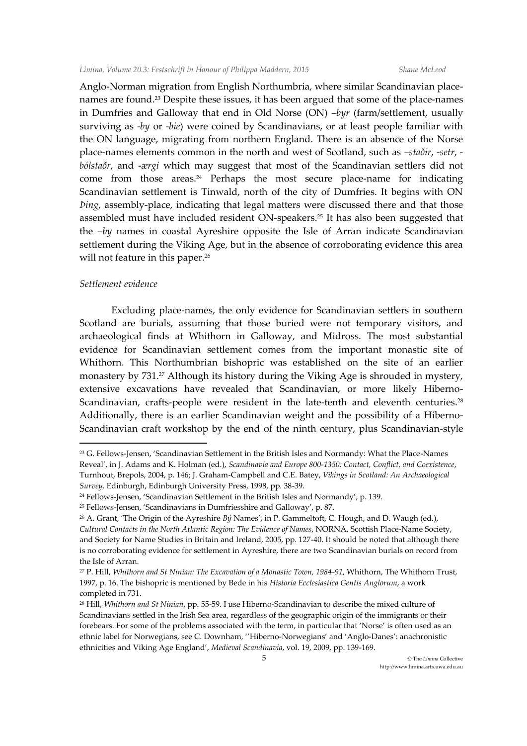Anglo-Norman migration from English Northumbria, where similar Scandinavian place-names are found.[23] Despite these issues, it has been argued that some of the place-names in Dumfries and Galloway that end in Old Norse (ON) *–byr* (farm/settlement, usually surviving as *-by* or *-bie*) were coined by Scandinavians, or at least people familiar with the ON language, migrating from northern England. There is an absence of the Norse place-names elements common in the north and west of Scotland, such as *–staðir*, *-setr*, *-bólstaðr*, and *-ærgi* which may suggest that most of the Scandinavian settlers did not come from those areas.[24] Perhaps the most secure place-name for indicating Scandinavian settlement is Tinwald, north of the city of Dumfries. It begins with ON *Þing*, assembly-place, indicating that legal matters were discussed there and that those assembled must have included resident ON-speakers.[25] It has also been suggested that the *–by* names in coastal Ayreshire opposite the Isle of Arran indicate Scandinavian settlement during the Viking Age, but in the absence of corroborating evidence this area will not feature in this paper.[26]

*Settlement evidence*

Excluding place-names, the only evidence for Scandinavian settlers in southern Scotland are burials, assuming that those buried were not temporary visitors, and archaeological finds at Whithorn in Galloway, and Midross. The most substantial evidence for Scandinavian settlement comes from the important monastic site of Whithorn. This Northumbrian bishopric was established on the site of an earlier monastery by 731.[27] Although its history during the Viking Age is shrouded in mystery, extensive excavations have revealed that Scandinavian, or more likely Hiberno-Scandinavian, crafts-people were resident in the late-tenth and eleventh centuries.[28] Additionally, there is an earlier Scandinavian weight and the possibility of a Hiberno-Scandinavian craft workshop by the end of the ninth century, plus Scandinavian-style

---

[23] G. Fellows-Jensen, 'Scandinavian Settlement in the British Isles and Normandy: What the Place-Names Reveal', in J. Adams and K. Holman (ed.), *Scandinavia and Europe 800-1350: Contact, Conflict, and Coexistence*, Turnhout, Brepols, 2004, p. 146; J. Graham-Campbell and C.E. Batey, *Vikings in Scotland: An Archaeological Survey*, Edinburgh, Edinburgh University Press, 1998, pp. 38-39.

[24] Fellows-Jensen, 'Scandinavian Settlement in the British Isles and Normandy', p. 139.

[25] Fellows-Jensen, 'Scandinavians in Dumfriesshire and Galloway', p. 87.

[26] A. Grant, 'The Origin of the Ayreshire *Bý* Names', in P. Gammeltoft, C. Hough, and D. Waugh (ed.), *Cultural Contacts in the North Atlantic Region: The Evidence of Names*, NORNA, Scottish Place-Name Society, and Society for Name Studies in Britain and Ireland, 2005, pp. 127-40. It should be noted that although there is no corroborating evidence for settlement in Ayreshire, there are two Scandinavian burials on record from the Isle of Arran.

[27] P. Hill, *Whithorn and St Ninian: The Excavation of a Monastic Town, 1984-91*, Whithorn, The Whithorn Trust, 1997, p. 16. The bishopric is mentioned by Bede in his *Historia Ecclesiastica Gentis Anglorum*, a work completed in 731.

[28] Hill, *Whithorn and St Ninian*, pp. 55-59. I use Hiberno-Scandinavian to describe the mixed culture of Scandinavians settled in the Irish Sea area, regardless of the geographic origin of the immigrants or their forebears. For some of the problems associated with the term, in particular that 'Norse' is often used as an ethnic label for Norwegians, see C. Downham, ''Hiberno-Norwegians' and 'Anglo-Danes': anachronistic ethnicities and Viking Age England', *Medieval Scandinavia*, vol. 19, 2009, pp. 139-169.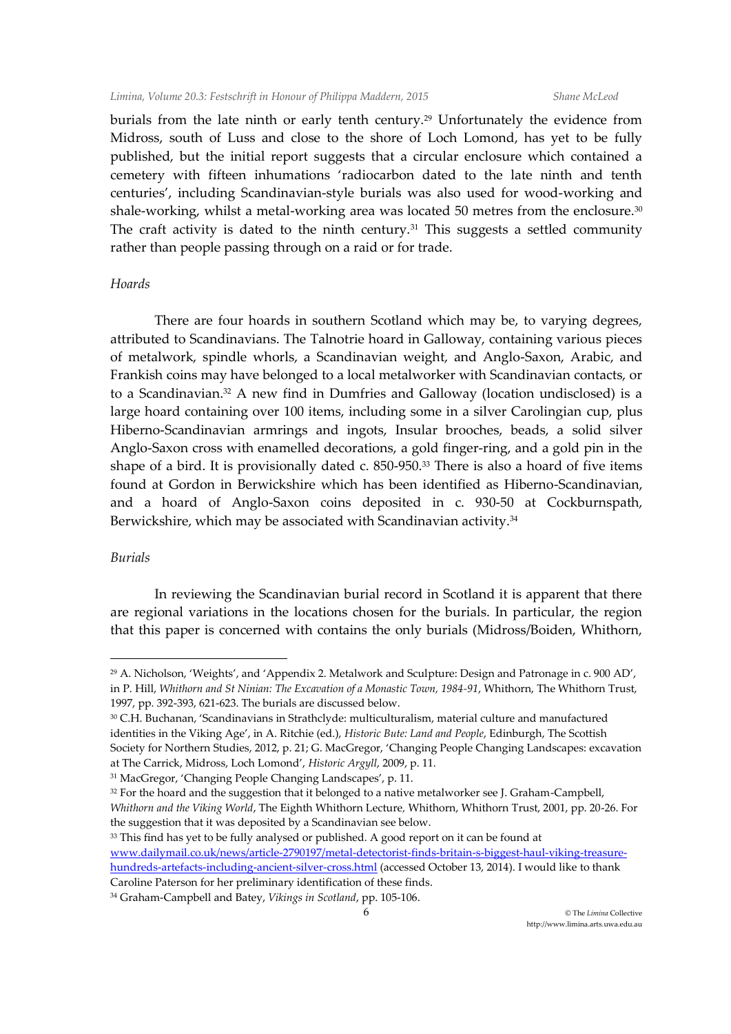burials from the late ninth or early tenth century.[29] Unfortunately the evidence from Midross, south of Luss and close to the shore of Loch Lomond, has yet to be fully published, but the initial report suggests that a circular enclosure which contained a cemetery with fifteen inhumations 'radiocarbon dated to the late ninth and tenth centuries', including Scandinavian-style burials was also used for wood-working and shale-working, whilst a metal-working area was located 50 metres from the enclosure.[30] The craft activity is dated to the ninth century.[31] This suggests a settled community rather than people passing through on a raid or for trade.

*Hoards*

There are four hoards in southern Scotland which may be, to varying degrees, attributed to Scandinavians. The Talnotrie hoard in Galloway, containing various pieces of metalwork, spindle whorls, a Scandinavian weight, and Anglo-Saxon, Arabic, and Frankish coins may have belonged to a local metalworker with Scandinavian contacts, or to a Scandinavian.[32] A new find in Dumfries and Galloway (location undisclosed) is a large hoard containing over 100 items, including some in a silver Carolingian cup, plus Hiberno-Scandinavian armrings and ingots, Insular brooches, beads, a solid silver Anglo-Saxon cross with enamelled decorations, a gold finger-ring, and a gold pin in the shape of a bird. It is provisionally dated c. 850-950.[33] There is also a hoard of five items found at Gordon in Berwickshire which has been identified as Hiberno-Scandinavian, and a hoard of Anglo-Saxon coins deposited in c. 930-50 at Cockburnspath, Berwickshire, which may be associated with Scandinavian activity.[34]

*Burials*

In reviewing the Scandinavian burial record in Scotland it is apparent that there are regional variations in the locations chosen for the burials. In particular, the region that this paper is concerned with contains the only burials (Midross/Boiden, Whithorn,

---

[29] A. Nicholson, 'Weights', and 'Appendix 2. Metalwork and Sculpture: Design and Patronage in c. 900 AD', in P. Hill, *Whithorn and St Ninian: The Excavation of a Monastic Town, 1984-91*, Whithorn, The Whithorn Trust, 1997, pp. 392-393, 621-623. The burials are discussed below.

[30] C.H. Buchanan, 'Scandinavians in Strathclyde: multiculturalism, material culture and manufactured identities in the Viking Age', in A. Ritchie (ed.), *Historic Bute: Land and People*, Edinburgh, The Scottish Society for Northern Studies, 2012, p. 21; G. MacGregor, 'Changing People Changing Landscapes: excavation at The Carrick, Midross, Loch Lomond', *Historic Argyll*, 2009, p. 11.

[31] MacGregor, 'Changing People Changing Landscapes', p. 11.

[32] For the hoard and the suggestion that it belonged to a native metalworker see J. Graham-Campbell, *Whithorn and the Viking World*, The Eighth Whithorn Lecture, Whithorn, Whithorn Trust, 2001, pp. 20-26. For the suggestion that it was deposited by a Scandinavian see below.

[33] This find has yet to be fully analysed or published. A good report on it can be found at www.dailymail.co.uk/news/article-2790197/metal-detectorist-finds-britain-s-biggest-haul-viking-treasure-hundreds-artefacts-including-ancient-silver-cross.html (accessed October 13, 2014). I would like to thank Caroline Paterson for her preliminary identification of these finds.

[34] Graham-Campbell and Batey, *Vikings in Scotland*, pp. 105-106.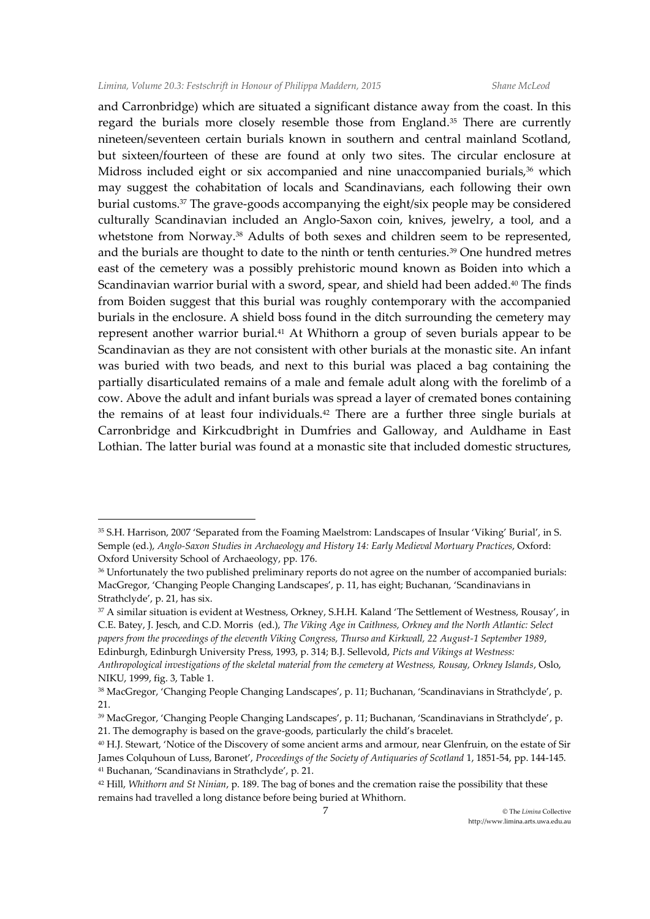and Carronbridge) which are situated a significant distance away from the coast. In this regard the burials more closely resemble those from England.[35] There are currently nineteen/seventeen certain burials known in southern and central mainland Scotland, but sixteen/fourteen of these are found at only two sites. The circular enclosure at Midross included eight or six accompanied and nine unaccompanied burials,[36] which may suggest the cohabitation of locals and Scandinavians, each following their own burial customs.[37] The grave-goods accompanying the eight/six people may be considered culturally Scandinavian included an Anglo-Saxon coin, knives, jewelry, a tool, and a whetstone from Norway.[38] Adults of both sexes and children seem to be represented, and the burials are thought to date to the ninth or tenth centuries.[39] One hundred metres east of the cemetery was a possibly prehistoric mound known as Boiden into which a Scandinavian warrior burial with a sword, spear, and shield had been added.[40] The finds from Boiden suggest that this burial was roughly contemporary with the accompanied burials in the enclosure. A shield boss found in the ditch surrounding the cemetery may represent another warrior burial.[41] At Whithorn a group of seven burials appear to be Scandinavian as they are not consistent with other burials at the monastic site. An infant was buried with two beads, and next to this burial was placed a bag containing the partially disarticulated remains of a male and female adult along with the forelimb of a cow. Above the adult and infant burials was spread a layer of cremated bones containing the remains of at least four individuals.[42] There are a further three single burials at Carronbridge and Kirkcudbright in Dumfries and Galloway, and Auldhame in East Lothian. The latter burial was found at a monastic site that included domestic structures,

---

[35] S.H. Harrison, 2007 'Separated from the Foaming Maelstrom: Landscapes of Insular 'Viking' Burial', in S. Semple (ed.), *Anglo-Saxon Studies in Archaeology and History 14: Early Medieval Mortuary Practices*, Oxford: Oxford University School of Archaeology, pp. 176.

[36] Unfortunately the two published preliminary reports do not agree on the number of accompanied burials: MacGregor, 'Changing People Changing Landscapes', p. 11, has eight; Buchanan, 'Scandinavians in Strathclyde', p. 21, has six.

[37] A similar situation is evident at Westness, Orkney, S.H.H. Kaland 'The Settlement of Westness, Rousay', in C.E. Batey, J. Jesch, and C.D. Morris (ed.), *The Viking Age in Caithness, Orkney and the North Atlantic: Select papers from the proceedings of the eleventh Viking Congress, Thurso and Kirkwall, 22 August-1 September 1989*, Edinburgh, Edinburgh University Press, 1993, p. 314; B.J. Sellevold, *Picts and Vikings at Westness: Anthropological investigations of the skeletal material from the cemetery at Westness, Rousay, Orkney Islands*, Oslo, NIKU, 1999, fig. 3, Table 1.

[38] MacGregor, 'Changing People Changing Landscapes', p. 11; Buchanan, 'Scandinavians in Strathclyde', p. 21.

[39] MacGregor, 'Changing People Changing Landscapes', p. 11; Buchanan, 'Scandinavians in Strathclyde', p. 21. The demography is based on the grave-goods, particularly the child's bracelet.

[40] H.J. Stewart, 'Notice of the Discovery of some ancient arms and armour, near Glenfruin, on the estate of Sir James Colquhoun of Luss, Baronet', *Proceedings of the Society of Antiquaries of Scotland* 1, 1851-54, pp. 144-145.

[41] Buchanan, 'Scandinavians in Strathclyde', p. 21.

[42] Hill, *Whithorn and St Ninian*, p. 189. The bag of bones and the cremation raise the possibility that these remains had travelled a long distance before being buried at Whithorn.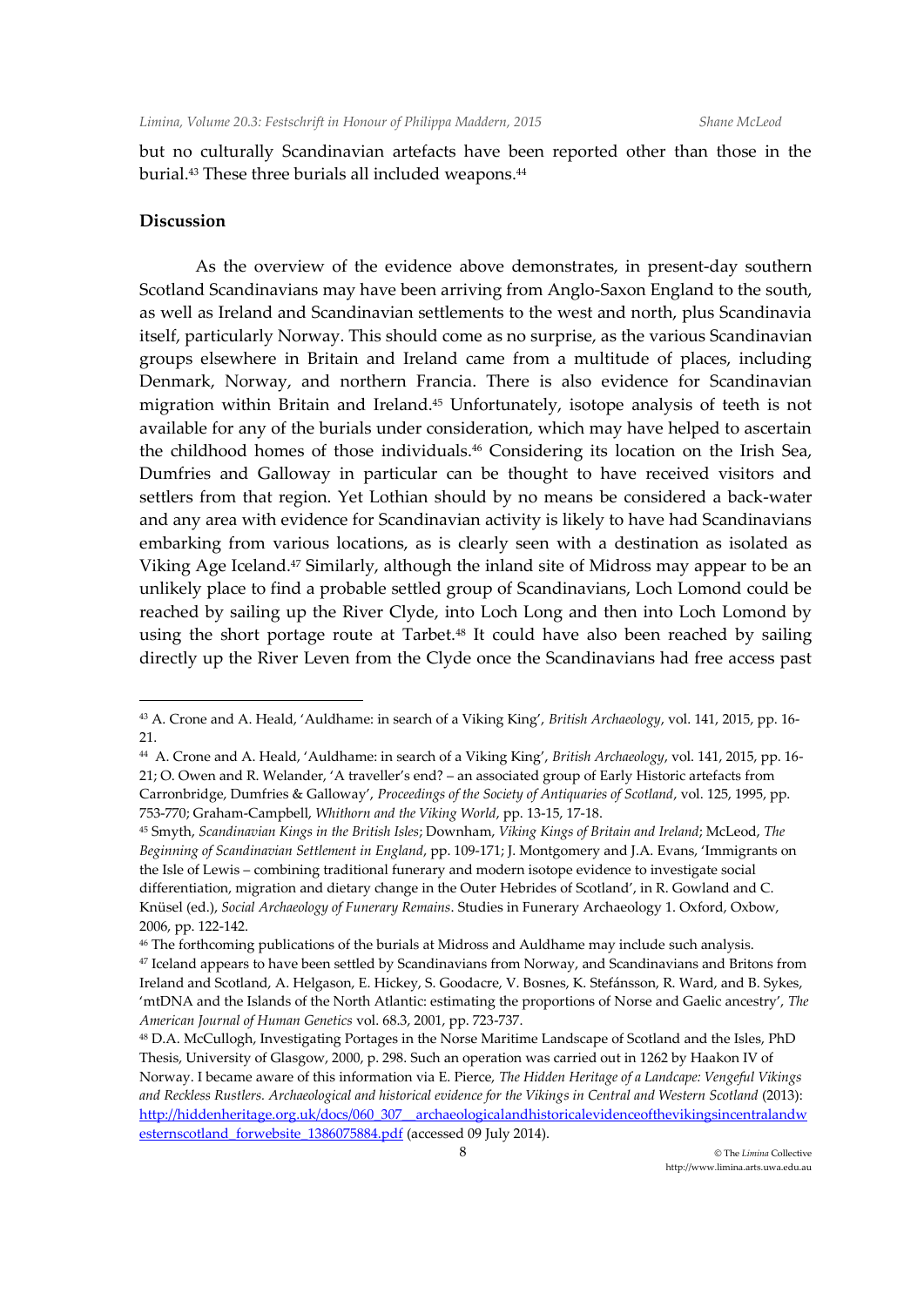but no culturally Scandinavian artefacts have been reported other than those in the burial.[43] These three burials all included weapons.[44]

## Discussion

As the overview of the evidence above demonstrates, in present-day southern Scotland Scandinavians may have been arriving from Anglo-Saxon England to the south, as well as Ireland and Scandinavian settlements to the west and north, plus Scandinavia itself, particularly Norway. This should come as no surprise, as the various Scandinavian groups elsewhere in Britain and Ireland came from a multitude of places, including Denmark, Norway, and northern Francia. There is also evidence for Scandinavian migration within Britain and Ireland.[45] Unfortunately, isotope analysis of teeth is not available for any of the burials under consideration, which may have helped to ascertain the childhood homes of those individuals.[46] Considering its location on the Irish Sea, Dumfries and Galloway in particular can be thought to have received visitors and settlers from that region. Yet Lothian should by no means be considered a back-water and any area with evidence for Scandinavian activity is likely to have had Scandinavians embarking from various locations, as is clearly seen with a destination as isolated as Viking Age Iceland.[47] Similarly, although the inland site of Midross may appear to be an unlikely place to find a probable settled group of Scandinavians, Loch Lomond could be reached by sailing up the River Clyde, into Loch Long and then into Loch Lomond by using the short portage route at Tarbet.[48] It could have also been reached by sailing directly up the River Leven from the Clyde once the Scandinavians had free access past

---

[43] A. Crone and A. Heald, 'Auldhame: in search of a Viking King', *British Archaeology*, vol. 141, 2015, pp. 16-21.

[44] A. Crone and A. Heald, 'Auldhame: in search of a Viking King', *British Archaeology*, vol. 141, 2015, pp. 16-21; O. Owen and R. Welander, 'A traveller's end? – an associated group of Early Historic artefacts from Carronbridge, Dumfries & Galloway', *Proceedings of the Society of Antiquaries of Scotland*, vol. 125, 1995, pp. 753-770; Graham-Campbell, *Whithorn and the Viking World*, pp. 13-15, 17-18.

[45] Smyth, *Scandinavian Kings in the British Isles*; Downham, *Viking Kings of Britain and Ireland*; McLeod, *The Beginning of Scandinavian Settlement in England*, pp. 109-171; J. Montgomery and J.A. Evans, 'Immigrants on the Isle of Lewis – combining traditional funerary and modern isotope evidence to investigate social differentiation, migration and dietary change in the Outer Hebrides of Scotland', in R. Gowland and C. Knüsel (ed.), *Social Archaeology of Funerary Remains*. Studies in Funerary Archaeology 1. Oxford, Oxbow, 2006, pp. 122-142.

[46] The forthcoming publications of the burials at Midross and Auldhame may include such analysis.

[47] Iceland appears to have been settled by Scandinavians from Norway, and Scandinavians and Britons from Ireland and Scotland, A. Helgason, E. Hickey, S. Goodacre, V. Bosnes, K. Stefánsson, R. Ward, and B. Sykes, 'mtDNA and the Islands of the North Atlantic: estimating the proportions of Norse and Gaelic ancestry', *The American Journal of Human Genetics* vol. 68.3, 2001, pp. 723-737.

[48] D.A. McCullogh, Investigating Portages in the Norse Maritime Landscape of Scotland and the Isles, PhD Thesis, University of Glasgow, 2000, p. 298. Such an operation was carried out in 1262 by Haakon IV of Norway. I became aware of this information via E. Pierce, *The Hidden Heritage of a Landcape: Vengeful Vikings and Reckless Rustlers. Archaeological and historical evidence for the Vikings in Central and Western Scotland* (2013): http://hiddenheritage.org.uk/docs/060_307__archaeologicalandhistoricalevidenceofthevikingsincentralandwesternscotland_forwebsite_1386075884.pdf (accessed 09 July 2014).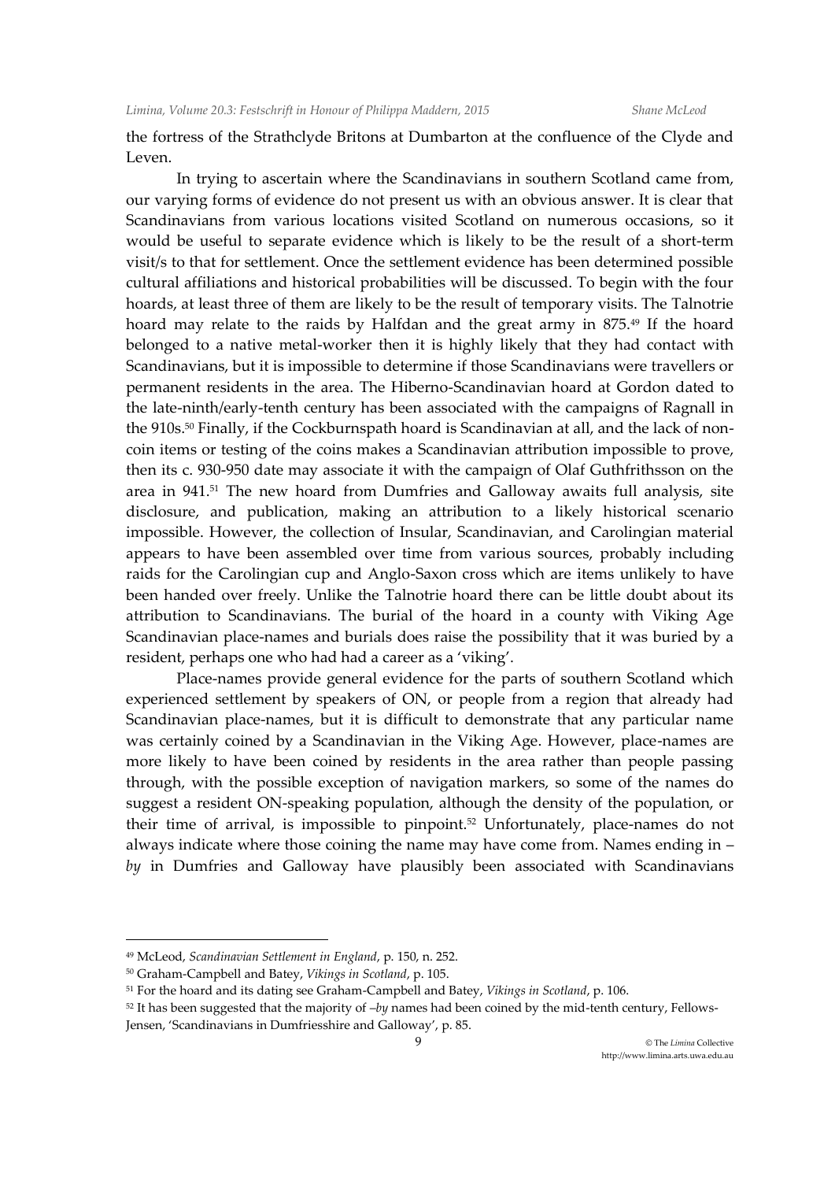the fortress of the Strathclyde Britons at Dumbarton at the confluence of the Clyde and Leven.

In trying to ascertain where the Scandinavians in southern Scotland came from, our varying forms of evidence do not present us with an obvious answer. It is clear that Scandinavians from various locations visited Scotland on numerous occasions, so it would be useful to separate evidence which is likely to be the result of a short-term visit/s to that for settlement. Once the settlement evidence has been determined possible cultural affiliations and historical probabilities will be discussed. To begin with the four hoards, at least three of them are likely to be the result of temporary visits. The Talnotrie hoard may relate to the raids by Halfdan and the great army in 875.[49] If the hoard belonged to a native metal-worker then it is highly likely that they had contact with Scandinavians, but it is impossible to determine if those Scandinavians were travellers or permanent residents in the area. The Hiberno-Scandinavian hoard at Gordon dated to the late-ninth/early-tenth century has been associated with the campaigns of Ragnall in the 910s.[50] Finally, if the Cockburnspath hoard is Scandinavian at all, and the lack of non-coin items or testing of the coins makes a Scandinavian attribution impossible to prove, then its c. 930-950 date may associate it with the campaign of Olaf Guthfrithsson on the area in 941.[51] The new hoard from Dumfries and Galloway awaits full analysis, site disclosure, and publication, making an attribution to a likely historical scenario impossible. However, the collection of Insular, Scandinavian, and Carolingian material appears to have been assembled over time from various sources, probably including raids for the Carolingian cup and Anglo-Saxon cross which are items unlikely to have been handed over freely. Unlike the Talnotrie hoard there can be little doubt about its attribution to Scandinavians. The burial of the hoard in a county with Viking Age Scandinavian place-names and burials does raise the possibility that it was buried by a resident, perhaps one who had had a career as a 'viking'.

Place-names provide general evidence for the parts of southern Scotland which experienced settlement by speakers of ON, or people from a region that already had Scandinavian place-names, but it is difficult to demonstrate that any particular name was certainly coined by a Scandinavian in the Viking Age. However, place-names are more likely to have been coined by residents in the area rather than people passing through, with the possible exception of navigation markers, so some of the names do suggest a resident ON-speaking population, although the density of the population, or their time of arrival, is impossible to pinpoint.[52] Unfortunately, place-names do not always indicate where those coining the name may have come from. Names ending in –*by* in Dumfries and Galloway have plausibly been associated with Scandinavians

---

[49] McLeod, *Scandinavian Settlement in England*, p. 150, n. 252.

[50] Graham-Campbell and Batey, *Vikings in Scotland*, p. 105.

[51] For the hoard and its dating see Graham-Campbell and Batey, *Vikings in Scotland*, p. 106.

[52] It has been suggested that the majority of –*by* names had been coined by the mid-tenth century, Fellows-Jensen, 'Scandinavians in Dumfriesshire and Galloway', p. 85.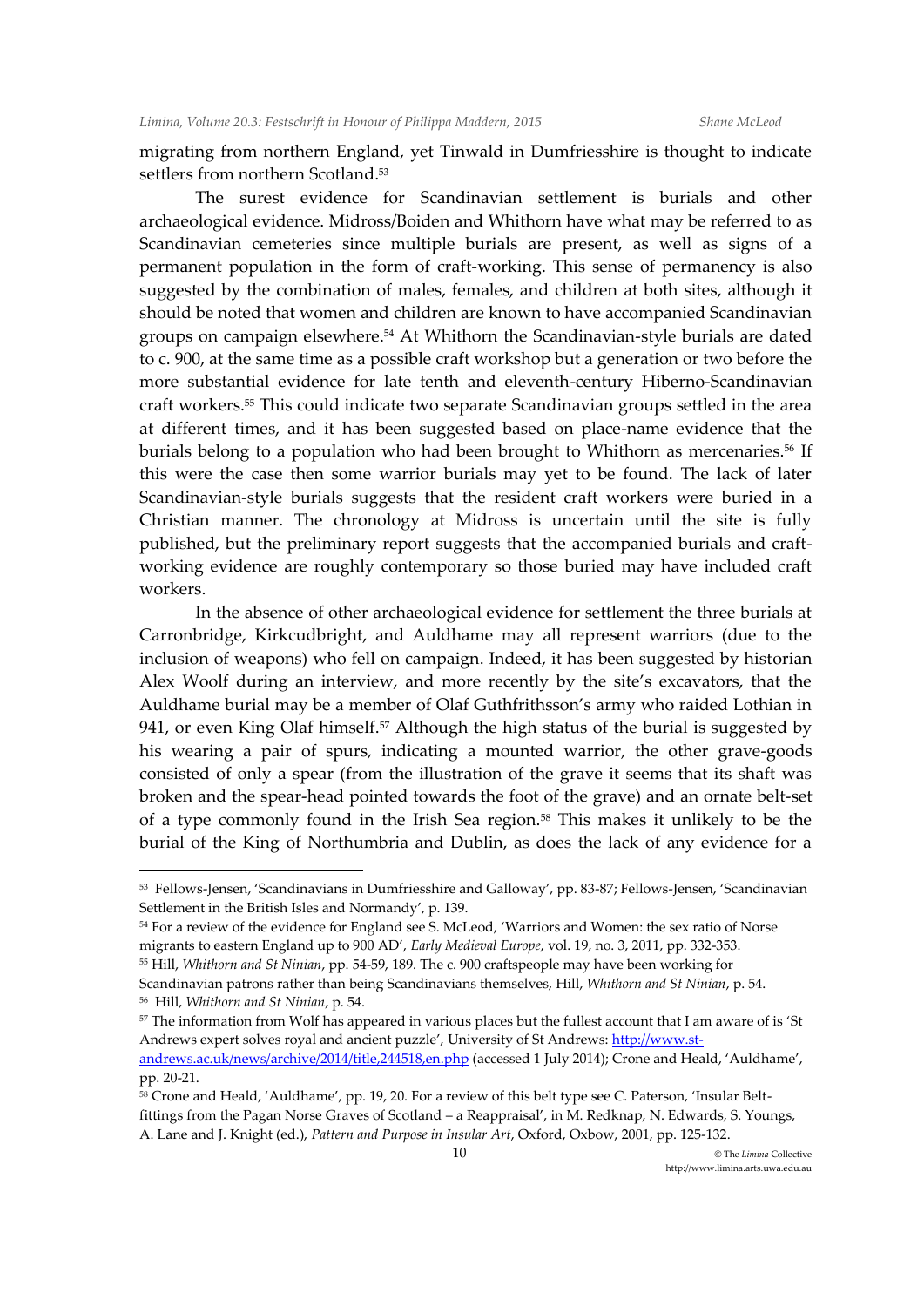migrating from northern England, yet Tinwald in Dumfriesshire is thought to indicate settlers from northern Scotland.[53]

The surest evidence for Scandinavian settlement is burials and other archaeological evidence. Midross/Boiden and Whithorn have what may be referred to as Scandinavian cemeteries since multiple burials are present, as well as signs of a permanent population in the form of craft-working. This sense of permanency is also suggested by the combination of males, females, and children at both sites, although it should be noted that women and children are known to have accompanied Scandinavian groups on campaign elsewhere.[54] At Whithorn the Scandinavian-style burials are dated to c. 900, at the same time as a possible craft workshop but a generation or two before the more substantial evidence for late tenth and eleventh-century Hiberno-Scandinavian craft workers.[55] This could indicate two separate Scandinavian groups settled in the area at different times, and it has been suggested based on place-name evidence that the burials belong to a population who had been brought to Whithorn as mercenaries.[56] If this were the case then some warrior burials may yet to be found. The lack of later Scandinavian-style burials suggests that the resident craft workers were buried in a Christian manner. The chronology at Midross is uncertain until the site is fully published, but the preliminary report suggests that the accompanied burials and craft-working evidence are roughly contemporary so those buried may have included craft workers.

In the absence of other archaeological evidence for settlement the three burials at Carronbridge, Kirkcudbright, and Auldhame may all represent warriors (due to the inclusion of weapons) who fell on campaign. Indeed, it has been suggested by historian Alex Woolf during an interview, and more recently by the site's excavators, that the Auldhame burial may be a member of Olaf Guthfrithsson's army who raided Lothian in 941, or even King Olaf himself.[57] Although the high status of the burial is suggested by his wearing a pair of spurs, indicating a mounted warrior, the other grave-goods consisted of only a spear (from the illustration of the grave it seems that its shaft was broken and the spear-head pointed towards the foot of the grave) and an ornate belt-set of a type commonly found in the Irish Sea region.[58] This makes it unlikely to be the burial of the King of Northumbria and Dublin, as does the lack of any evidence for a

---

[53] Fellows-Jensen, 'Scandinavians in Dumfriesshire and Galloway', pp. 83-87; Fellows-Jensen, 'Scandinavian Settlement in the British Isles and Normandy', p. 139.

[54] For a review of the evidence for England see S. McLeod, 'Warriors and Women: the sex ratio of Norse migrants to eastern England up to 900 AD', *Early Medieval Europe*, vol. 19, no. 3, 2011, pp. 332-353.

[55] Hill, *Whithorn and St Ninian*, pp. 54-59, 189. The c. 900 craftspeople may have been working for Scandinavian patrons rather than being Scandinavians themselves, Hill, *Whithorn and St Ninian*, p. 54.

[56] Hill, *Whithorn and St Ninian*, p. 54.

[57] The information from Wolf has appeared in various places but the fullest account that I am aware of is 'St Andrews expert solves royal and ancient puzzle', University of St Andrews: [http://www.st-andrews.ac.uk/news/archive/2014/title,244518,en.php](http://www.st-andrews.ac.uk/news/archive/2014/title,244518,en.php) (accessed 1 July 2014); Crone and Heald, 'Auldhame', pp. 20-21.

[58] Crone and Heald, 'Auldhame', pp. 19, 20. For a review of this belt type see C. Paterson, 'Insular Belt-fittings from the Pagan Norse Graves of Scotland – a Reappraisal', in M. Redknap, N. Edwards, S. Youngs, A. Lane and J. Knight (ed.), *Pattern and Purpose in Insular Art*, Oxford, Oxbow, 2001, pp. 125-132.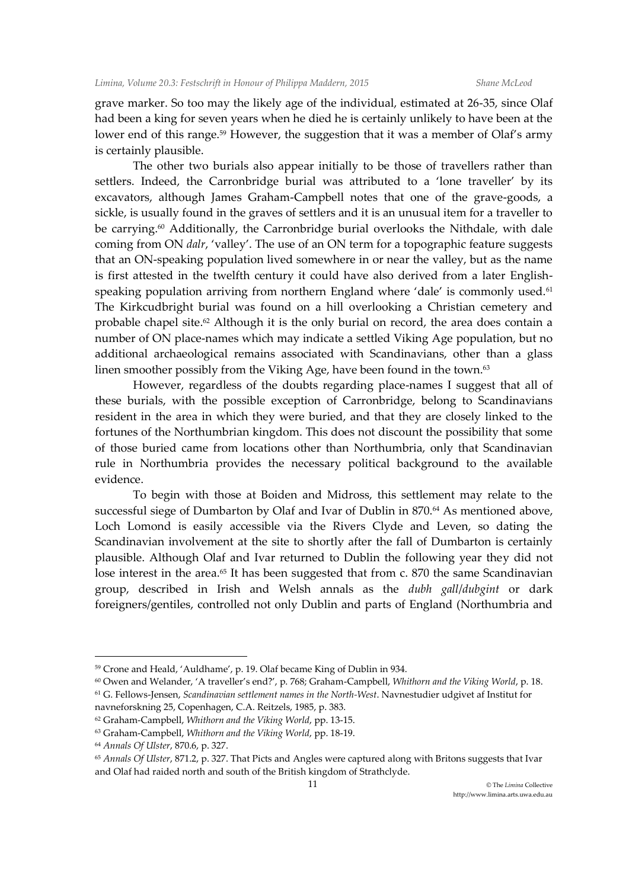grave marker. So too may the likely age of the individual, estimated at 26-35, since Olaf had been a king for seven years when he died he is certainly unlikely to have been at the lower end of this range.[59] However, the suggestion that it was a member of Olaf's army is certainly plausible.

The other two burials also appear initially to be those of travellers rather than settlers. Indeed, the Carronbridge burial was attributed to a 'lone traveller' by its excavators, although James Graham-Campbell notes that one of the grave-goods, a sickle, is usually found in the graves of settlers and it is an unusual item for a traveller to be carrying.[60] Additionally, the Carronbridge burial overlooks the Nithdale, with dale coming from ON *dalr*, 'valley'. The use of an ON term for a topographic feature suggests that an ON-speaking population lived somewhere in or near the valley, but as the name is first attested in the twelfth century it could have also derived from a later English-speaking population arriving from northern England where 'dale' is commonly used.[61] The Kirkcudbright burial was found on a hill overlooking a Christian cemetery and probable chapel site.[62] Although it is the only burial on record, the area does contain a number of ON place-names which may indicate a settled Viking Age population, but no additional archaeological remains associated with Scandinavians, other than a glass linen smoother possibly from the Viking Age, have been found in the town.[63]

However, regardless of the doubts regarding place-names I suggest that all of these burials, with the possible exception of Carronbridge, belong to Scandinavians resident in the area in which they were buried, and that they are closely linked to the fortunes of the Northumbrian kingdom. This does not discount the possibility that some of those buried came from locations other than Northumbria, only that Scandinavian rule in Northumbria provides the necessary political background to the available evidence.

To begin with those at Boiden and Midross, this settlement may relate to the successful siege of Dumbarton by Olaf and Ivar of Dublin in 870.[64] As mentioned above, Loch Lomond is easily accessible via the Rivers Clyde and Leven, so dating the Scandinavian involvement at the site to shortly after the fall of Dumbarton is certainly plausible. Although Olaf and Ivar returned to Dublin the following year they did not lose interest in the area.[65] It has been suggested that from c. 870 the same Scandinavian group, described in Irish and Welsh annals as the *dubh gall*/*dubgint* or dark foreigners/gentiles, controlled not only Dublin and parts of England (Northumbria and

---

[59] Crone and Heald, 'Auldhame', p. 19. Olaf became King of Dublin in 934.

[60] Owen and Welander, 'A traveller's end?', p. 768; Graham-Campbell, *Whithorn and the Viking World*, p. 18.

[61] G. Fellows-Jensen, *Scandinavian settlement names in the North-West*. Navnestudier udgivet af Institut for navneforskning 25, Copenhagen, C.A. Reitzels, 1985, p. 383.

[62] Graham-Campbell, *Whithorn and the Viking World*, pp. 13-15.

[63] Graham-Campbell, *Whithorn and the Viking World*, pp. 18-19.

[64] *Annals Of Ulster*, 870.6, p. 327.

[65] *Annals Of Ulster*, 871.2, p. 327. That Picts and Angles were captured along with Britons suggests that Ivar and Olaf had raided north and south of the British kingdom of Strathclyde.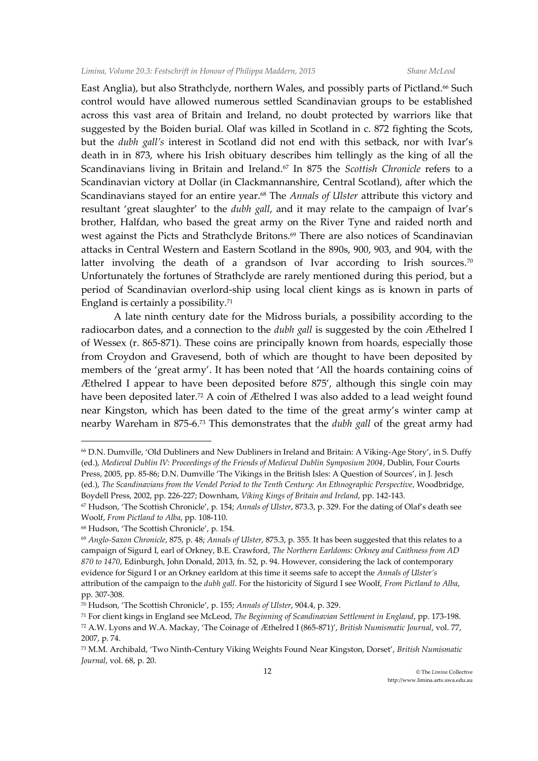East Anglia), but also Strathclyde, northern Wales, and possibly parts of Pictland.[66] Such control would have allowed numerous settled Scandinavian groups to be established across this vast area of Britain and Ireland, no doubt protected by warriors like that suggested by the Boiden burial. Olaf was killed in Scotland in c. 872 fighting the Scots, but the *dubh gall's* interest in Scotland did not end with this setback, nor with Ivar's death in in 873, where his Irish obituary describes him tellingly as the king of all the Scandinavians living in Britain and Ireland.[67] In 875 the *Scottish Chronicle* refers to a Scandinavian victory at Dollar (in Clackmannanshire, Central Scotland), after which the Scandinavians stayed for an entire year.[68] The *Annals of Ulster* attribute this victory and resultant 'great slaughter' to the *dubh gall*, and it may relate to the campaign of Ivar's brother, Halfdan, who based the great army on the River Tyne and raided north and west against the Picts and Strathclyde Britons.[69] There are also notices of Scandinavian attacks in Central Western and Eastern Scotland in the 890s, 900, 903, and 904, with the latter involving the death of a grandson of Ivar according to Irish sources.[70] Unfortunately the fortunes of Strathclyde are rarely mentioned during this period, but a period of Scandinavian overlord-ship using local client kings as is known in parts of England is certainly a possibility.[71]

A late ninth century date for the Midross burials, a possibility according to the radiocarbon dates, and a connection to the *dubh gall* is suggested by the coin Æthelred I of Wessex (r. 865-871). These coins are principally known from hoards, especially those from Croydon and Gravesend, both of which are thought to have been deposited by members of the 'great army'. It has been noted that 'All the hoards containing coins of Æthelred I appear to have been deposited before 875', although this single coin may have been deposited later.[72] A coin of Æthelred I was also added to a lead weight found near Kingston, which has been dated to the time of the great army's winter camp at nearby Wareham in 875-6.[73] This demonstrates that the *dubh gall* of the great army had

---

[66] D.N. Dumville, 'Old Dubliners and New Dubliners in Ireland and Britain: A Viking-Age Story', in S. Duffy (ed.), *Medieval Dublin IV: Proceedings of the Friends of Medieval Dublin Symposium 2004*, Dublin, Four Courts Press, 2005, pp. 85-86; D.N. Dumville 'The Vikings in the British Isles: A Question of Sources', in J. Jesch (ed.), *The Scandinavians from the Vendel Period to the Tenth Century: An Ethnographic Perspective*, Woodbridge, Boydell Press, 2002, pp. 226-227; Downham, *Viking Kings of Britain and Ireland*, pp. 142-143.

[67] Hudson, 'The Scottish Chronicle', p. 154; *Annals of Ulster*, 873.3, p. 329. For the dating of Olaf's death see Woolf, *From Pictland to Alba*, pp. 108-110.

[68] Hudson, 'The Scottish Chronicle', p. 154.

[69] *Anglo-Saxon Chronicle*, 875, p. 48; *Annals of Ulster*, 875.3, p. 355. It has been suggested that this relates to a campaign of Sigurd I, earl of Orkney, B.E. Crawford, *The Northern Earldoms: Orkney and Caithness from AD 870 to 1470*, Edinburgh, John Donald, 2013, fn. 52, p. 94. However, considering the lack of contemporary evidence for Sigurd I or an Orkney earldom at this time it seems safe to accept the *Annals of Ulster's* attribution of the campaign to the *dubh gall*. For the historicity of Sigurd I see Woolf, *From Pictland to Alba*, pp. 307-308.

[70] Hudson, 'The Scottish Chronicle', p. 155; *Annals of Ulster*, 904.4, p. 329.

[71] For client kings in England see McLeod, *The Beginning of Scandinavian Settlement in England*, pp. 173-198.

[72] A.W. Lyons and W.A. Mackay, 'The Coinage of Æthelred I (865-871)', *British Numismatic Journal*, vol. 77, 2007, p. 74.

[73] M.M. Archibald, 'Two Ninth-Century Viking Weights Found Near Kingston, Dorset', *British Numismatic Journal*, vol. 68, p. 20.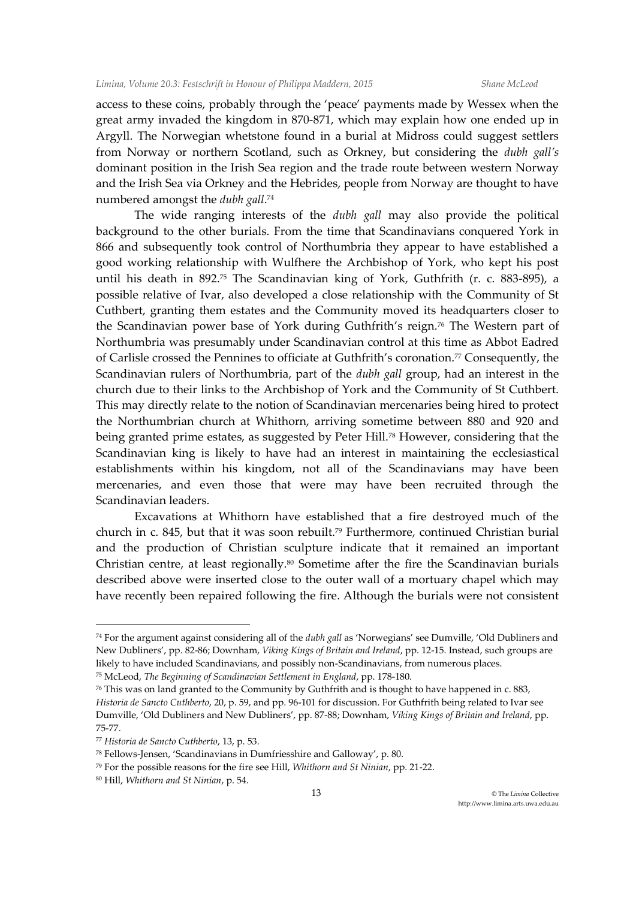access to these coins, probably through the 'peace' payments made by Wessex when the great army invaded the kingdom in 870-871, which may explain how one ended up in Argyll. The Norwegian whetstone found in a burial at Midross could suggest settlers from Norway or northern Scotland, such as Orkney, but considering the *dubh gall's* dominant position in the Irish Sea region and the trade route between western Norway and the Irish Sea via Orkney and the Hebrides, people from Norway are thought to have numbered amongst the *dubh gall*.[74]

The wide ranging interests of the *dubh gall* may also provide the political background to the other burials. From the time that Scandinavians conquered York in 866 and subsequently took control of Northumbria they appear to have established a good working relationship with Wulfhere the Archbishop of York, who kept his post until his death in 892.[75] The Scandinavian king of York, Guthfrith (r. c. 883-895), a possible relative of Ivar, also developed a close relationship with the Community of St Cuthbert, granting them estates and the Community moved its headquarters closer to the Scandinavian power base of York during Guthfrith's reign.[76] The Western part of Northumbria was presumably under Scandinavian control at this time as Abbot Eadred of Carlisle crossed the Pennines to officiate at Guthfrith's coronation.[77] Consequently, the Scandinavian rulers of Northumbria, part of the *dubh gall* group, had an interest in the church due to their links to the Archbishop of York and the Community of St Cuthbert. This may directly relate to the notion of Scandinavian mercenaries being hired to protect the Northumbrian church at Whithorn, arriving sometime between 880 and 920 and being granted prime estates, as suggested by Peter Hill.[78] However, considering that the Scandinavian king is likely to have had an interest in maintaining the ecclesiastical establishments within his kingdom, not all of the Scandinavians may have been mercenaries, and even those that were may have been recruited through the Scandinavian leaders.

Excavations at Whithorn have established that a fire destroyed much of the church in c. 845, but that it was soon rebuilt.[79] Furthermore, continued Christian burial and the production of Christian sculpture indicate that it remained an important Christian centre, at least regionally.[80] Sometime after the fire the Scandinavian burials described above were inserted close to the outer wall of a mortuary chapel which may have recently been repaired following the fire. Although the burials were not consistent

---

[74] For the argument against considering all of the *dubh gall* as 'Norwegians' see Dumville, 'Old Dubliners and New Dubliners', pp. 82-86; Downham, *Viking Kings of Britain and Ireland*, pp. 12-15. Instead, such groups are likely to have included Scandinavians, and possibly non-Scandinavians, from numerous places.

[75] McLeod, *The Beginning of Scandinavian Settlement in England*, pp. 178-180.

[76] This was on land granted to the Community by Guthfrith and is thought to have happened in c. 883, *Historia de Sancto Cuthberto*, 20, p. 59, and pp. 96-101 for discussion. For Guthfrith being related to Ivar see Dumville, 'Old Dubliners and New Dubliners', pp. 87-88; Downham, *Viking Kings of Britain and Ireland*, pp. 75-77.

[77] *Historia de Sancto Cuthberto*, 13, p. 53.

[78] Fellows-Jensen, 'Scandinavians in Dumfriesshire and Galloway', p. 80.

[79] For the possible reasons for the fire see Hill, *Whithorn and St Ninian*, pp. 21-22.

[80] Hill, *Whithorn and St Ninian*, p. 54.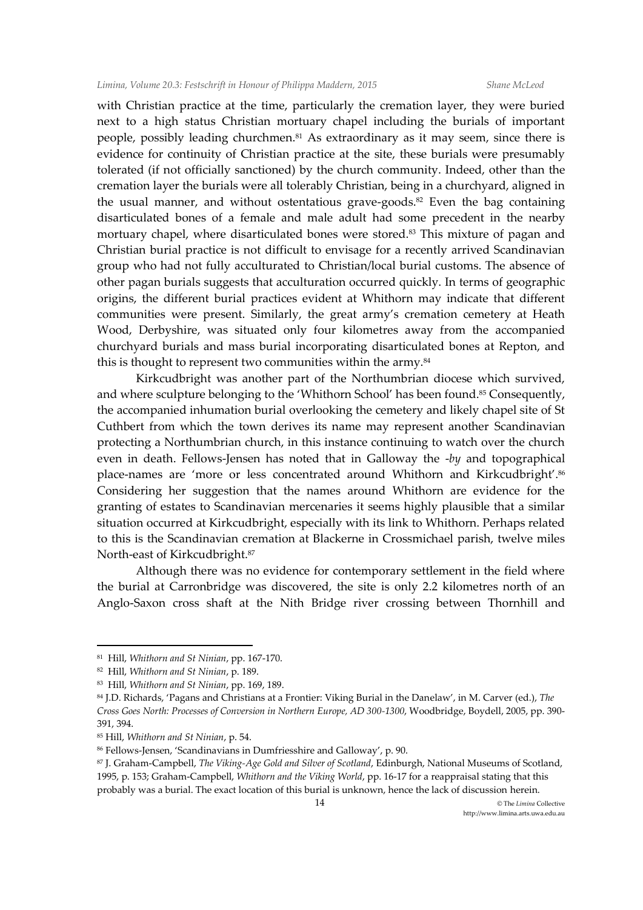with Christian practice at the time, particularly the cremation layer, they were buried next to a high status Christian mortuary chapel including the burials of important people, possibly leading churchmen.[81] As extraordinary as it may seem, since there is evidence for continuity of Christian practice at the site, these burials were presumably tolerated (if not officially sanctioned) by the church community. Indeed, other than the cremation layer the burials were all tolerably Christian, being in a churchyard, aligned in the usual manner, and without ostentatious grave-goods.[82] Even the bag containing disarticulated bones of a female and male adult had some precedent in the nearby mortuary chapel, where disarticulated bones were stored.[83] This mixture of pagan and Christian burial practice is not difficult to envisage for a recently arrived Scandinavian group who had not fully acculturated to Christian/local burial customs. The absence of other pagan burials suggests that acculturation occurred quickly. In terms of geographic origins, the different burial practices evident at Whithorn may indicate that different communities were present. Similarly, the great army's cremation cemetery at Heath Wood, Derbyshire, was situated only four kilometres away from the accompanied churchyard burials and mass burial incorporating disarticulated bones at Repton, and this is thought to represent two communities within the army.[84]

Kirkcudbright was another part of the Northumbrian diocese which survived, and where sculpture belonging to the 'Whithorn School' has been found.[85] Consequently, the accompanied inhumation burial overlooking the cemetery and likely chapel site of St Cuthbert from which the town derives its name may represent another Scandinavian protecting a Northumbrian church, in this instance continuing to watch over the church even in death. Fellows-Jensen has noted that in Galloway the *-by* and topographical place-names are 'more or less concentrated around Whithorn and Kirkcudbright'.[86] Considering her suggestion that the names around Whithorn are evidence for the granting of estates to Scandinavian mercenaries it seems highly plausible that a similar situation occurred at Kirkcudbright, especially with its link to Whithorn. Perhaps related to this is the Scandinavian cremation at Blackerne in Crossmichael parish, twelve miles North-east of Kirkcudbright.[87]

Although there was no evidence for contemporary settlement in the field where the burial at Carronbridge was discovered, the site is only 2.2 kilometres north of an Anglo-Saxon cross shaft at the Nith Bridge river crossing between Thornhill and

---

[81] Hill, *Whithorn and St Ninian*, pp. 167-170.

[82] Hill, *Whithorn and St Ninian*, p. 189.

[83] Hill, *Whithorn and St Ninian*, pp. 169, 189.

[84] J.D. Richards, 'Pagans and Christians at a Frontier: Viking Burial in the Danelaw', in M. Carver (ed.), *The Cross Goes North: Processes of Conversion in Northern Europe, AD 300-1300*, Woodbridge, Boydell, 2005, pp. 390-391, 394.

[85] Hill, *Whithorn and St Ninian*, p. 54.

[86] Fellows-Jensen, 'Scandinavians in Dumfriesshire and Galloway', p. 90.

[87] J. Graham-Campbell, *The Viking-Age Gold and Silver of Scotland*, Edinburgh, National Museums of Scotland, 1995, p. 153; Graham-Campbell, *Whithorn and the Viking World*, pp. 16-17 for a reappraisal stating that this probably was a burial. The exact location of this burial is unknown, hence the lack of discussion herein.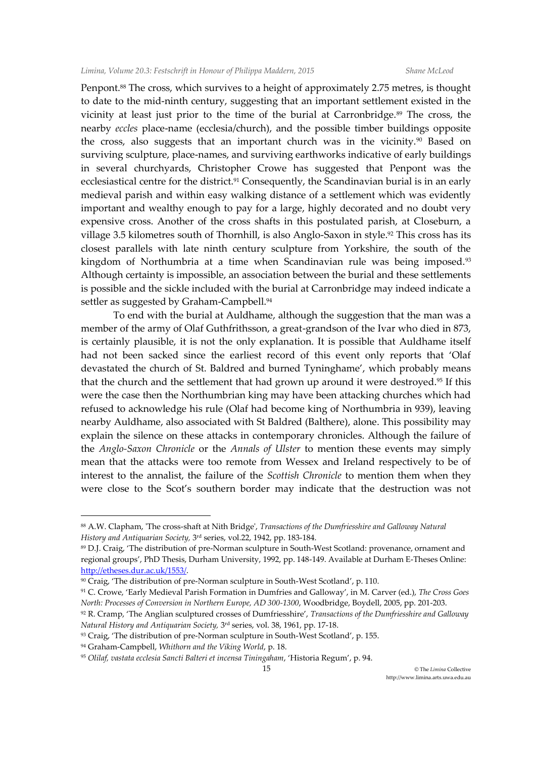Penpont.[88] The cross, which survives to a height of approximately 2.75 metres, is thought to date to the mid-ninth century, suggesting that an important settlement existed in the vicinity at least just prior to the time of the burial at Carronbridge.[89] The cross, the nearby *eccles* place-name (ecclesia/church), and the possible timber buildings opposite the cross, also suggests that an important church was in the vicinity.[90] Based on surviving sculpture, place-names, and surviving earthworks indicative of early buildings in several churchyards, Christopher Crowe has suggested that Penpont was the ecclesiastical centre for the district.[91] Consequently, the Scandinavian burial is in an early medieval parish and within easy walking distance of a settlement which was evidently important and wealthy enough to pay for a large, highly decorated and no doubt very expensive cross. Another of the cross shafts in this postulated parish, at Closeburn, a village 3.5 kilometres south of Thornhill, is also Anglo-Saxon in style.[92] This cross has its closest parallels with late ninth century sculpture from Yorkshire, the south of the kingdom of Northumbria at a time when Scandinavian rule was being imposed.[93] Although certainty is impossible, an association between the burial and these settlements is possible and the sickle included with the burial at Carronbridge may indeed indicate a settler as suggested by Graham-Campbell.[94]

To end with the burial at Auldhame, although the suggestion that the man was a member of the army of Olaf Guthfrithsson, a great-grandson of the Ivar who died in 873, is certainly plausible, it is not the only explanation. It is possible that Auldhame itself had not been sacked since the earliest record of this event only reports that 'Olaf devastated the church of St. Baldred and burned Tyninghame', which probably means that the church and the settlement that had grown up around it were destroyed.[95] If this were the case then the Northumbrian king may have been attacking churches which had refused to acknowledge his rule (Olaf had become king of Northumbria in 939), leaving nearby Auldhame, also associated with St Baldred (Balthere), alone. This possibility may explain the silence on these attacks in contemporary chronicles. Although the failure of the *Anglo-Saxon Chronicle* or the *Annals of Ulster* to mention these events may simply mean that the attacks were too remote from Wessex and Ireland respectively to be of interest to the annalist, the failure of the *Scottish Chronicle* to mention them when they were close to the Scot's southern border may indicate that the destruction was not

---

[88] A.W. Clapham, 'The cross-shaft at Nith Bridge', *Transactions of the Dumfriesshire and Galloway Natural History and Antiquarian Society,* 3rd series, vol.22, 1942, pp. 183-184.

[89] D.J. Craig, 'The distribution of pre-Norman sculpture in South-West Scotland: provenance, ornament and regional groups', PhD Thesis, Durham University, 1992, pp. 148-149. Available at Durham E-Theses Online: http://etheses.dur.ac.uk/1553/.

[90] Craig, 'The distribution of pre-Norman sculpture in South-West Scotland', p. 110.

[91] C. Crowe, 'Early Medieval Parish Formation in Dumfries and Galloway', in M. Carver (ed.), *The Cross Goes North: Processes of Conversion in Northern Europe, AD 300-1300*, Woodbridge, Boydell, 2005, pp. 201-203.

[92] R. Cramp, 'The Anglian sculptured crosses of Dumfriesshire', *Transactions of the Dumfriesshire and Galloway Natural History and Antiquarian Society,* 3rd series, vol. 38, 1961, pp. 17-18.

[93] Craig, 'The distribution of pre-Norman sculpture in South-West Scotland', p. 155.

[94] Graham-Campbell, *Whithorn and the Viking World*, p. 18.

[95] *Olilaf, vastata ecclesia Sancti Balteri et incensa Tiningaham*, 'Historia Regum', p. 94.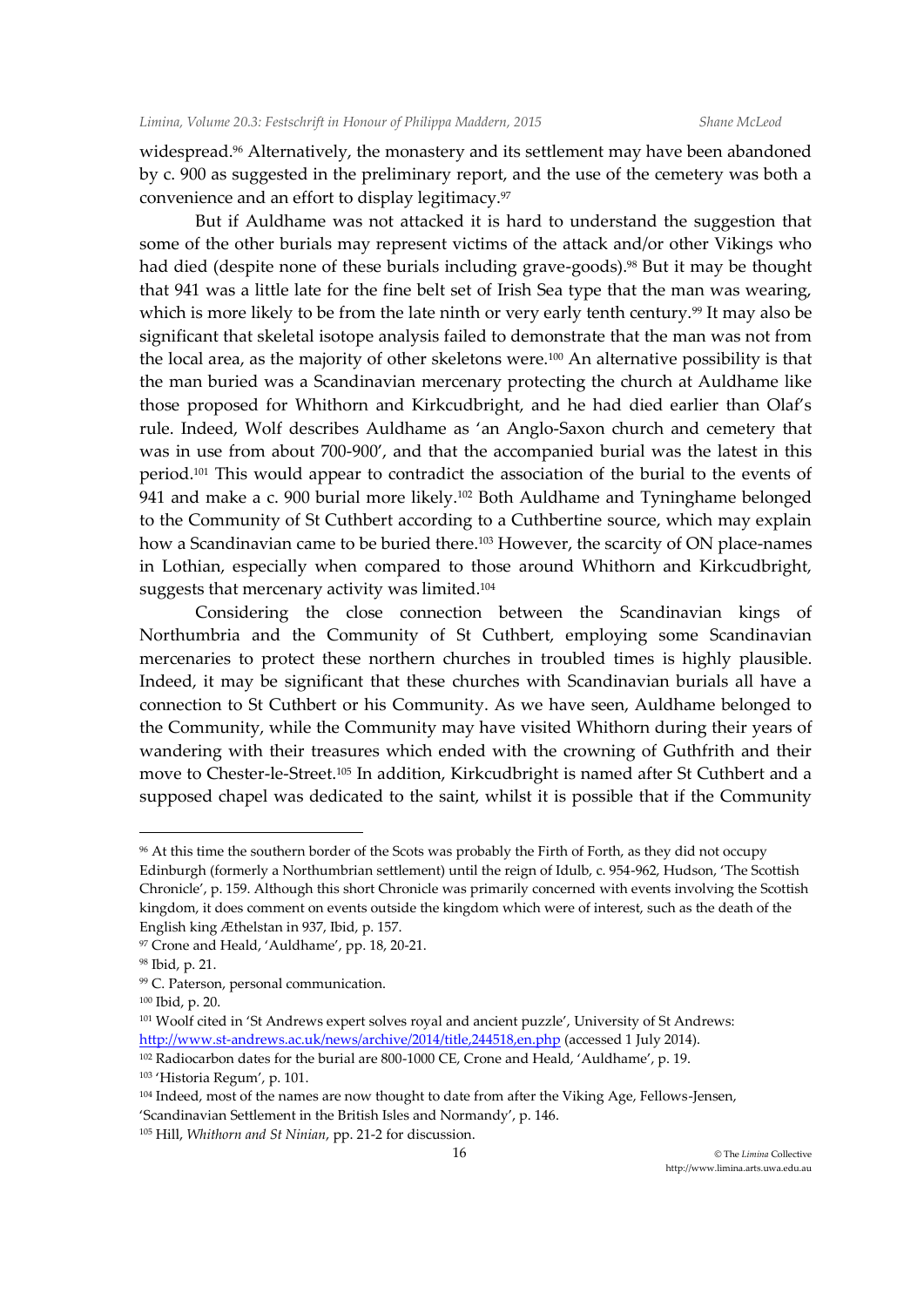widespread.[96] Alternatively, the monastery and its settlement may have been abandoned by c. 900 as suggested in the preliminary report, and the use of the cemetery was both a convenience and an effort to display legitimacy.[97]

But if Auldhame was not attacked it is hard to understand the suggestion that some of the other burials may represent victims of the attack and/or other Vikings who had died (despite none of these burials including grave-goods).[98] But it may be thought that 941 was a little late for the fine belt set of Irish Sea type that the man was wearing, which is more likely to be from the late ninth or very early tenth century.[99] It may also be significant that skeletal isotope analysis failed to demonstrate that the man was not from the local area, as the majority of other skeletons were.[100] An alternative possibility is that the man buried was a Scandinavian mercenary protecting the church at Auldhame like those proposed for Whithorn and Kirkcudbright, and he had died earlier than Olaf's rule. Indeed, Wolf describes Auldhame as 'an Anglo-Saxon church and cemetery that was in use from about 700-900', and that the accompanied burial was the latest in this period.[101] This would appear to contradict the association of the burial to the events of 941 and make a c. 900 burial more likely.[102] Both Auldhame and Tyninghame belonged to the Community of St Cuthbert according to a Cuthbertine source, which may explain how a Scandinavian came to be buried there.[103] However, the scarcity of ON place-names in Lothian, especially when compared to those around Whithorn and Kirkcudbright, suggests that mercenary activity was limited.[104]

Considering the close connection between the Scandinavian kings of Northumbria and the Community of St Cuthbert, employing some Scandinavian mercenaries to protect these northern churches in troubled times is highly plausible. Indeed, it may be significant that these churches with Scandinavian burials all have a connection to St Cuthbert or his Community. As we have seen, Auldhame belonged to the Community, while the Community may have visited Whithorn during their years of wandering with their treasures which ended with the crowning of Guthfrith and their move to Chester-le-Street.[105] In addition, Kirkcudbright is named after St Cuthbert and a supposed chapel was dedicated to the saint, whilst it is possible that if the Community

---

[96] At this time the southern border of the Scots was probably the Firth of Forth, as they did not occupy Edinburgh (formerly a Northumbrian settlement) until the reign of Idulb, c. 954-962, Hudson, 'The Scottish Chronicle', p. 159. Although this short Chronicle was primarily concerned with events involving the Scottish kingdom, it does comment on events outside the kingdom which were of interest, such as the death of the English king Æthelstan in 937, Ibid, p. 157.

[97] Crone and Heald, 'Auldhame', pp. 18, 20-21.

[98] Ibid, p. 21.

[99] C. Paterson, personal communication.

[100] Ibid, p. 20.

[101] Woolf cited in 'St Andrews expert solves royal and ancient puzzle', University of St Andrews: http://www.st-andrews.ac.uk/news/archive/2014/title,244518,en.php (accessed 1 July 2014).

[102] Radiocarbon dates for the burial are 800-1000 CE, Crone and Heald, 'Auldhame', p. 19.

[103] 'Historia Regum', p. 101.

[104] Indeed, most of the names are now thought to date from after the Viking Age, Fellows-Jensen, 'Scandinavian Settlement in the British Isles and Normandy', p. 146.

[105] Hill, *Whithorn and St Ninian*, pp. 21-2 for discussion.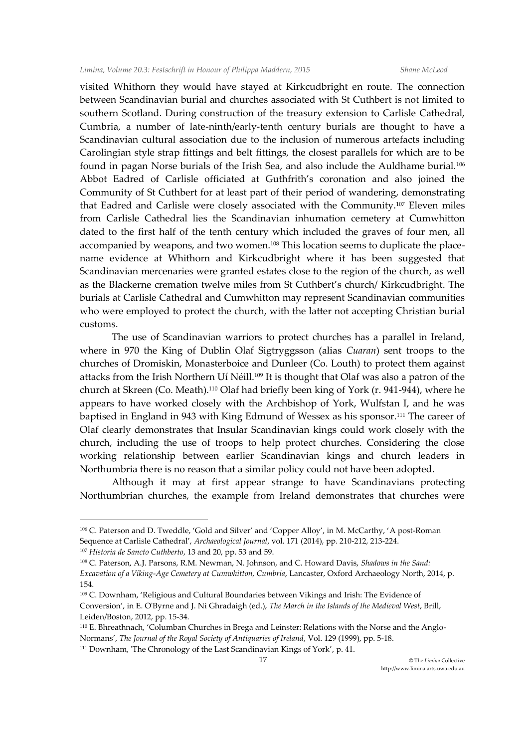visited Whithorn they would have stayed at Kirkcudbright en route. The connection between Scandinavian burial and churches associated with St Cuthbert is not limited to southern Scotland. During construction of the treasury extension to Carlisle Cathedral, Cumbria, a number of late-ninth/early-tenth century burials are thought to have a Scandinavian cultural association due to the inclusion of numerous artefacts including Carolingian style strap fittings and belt fittings, the closest parallels for which are to be found in pagan Norse burials of the Irish Sea, and also include the Auldhame burial.[106] Abbot Eadred of Carlisle officiated at Guthfrith's coronation and also joined the Community of St Cuthbert for at least part of their period of wandering, demonstrating that Eadred and Carlisle were closely associated with the Community.[107] Eleven miles from Carlisle Cathedral lies the Scandinavian inhumation cemetery at Cumwhitton dated to the first half of the tenth century which included the graves of four men, all accompanied by weapons, and two women.[108] This location seems to duplicate the place-name evidence at Whithorn and Kirkcudbright where it has been suggested that Scandinavian mercenaries were granted estates close to the region of the church, as well as the Blackerne cremation twelve miles from St Cuthbert's church/ Kirkcudbright. The burials at Carlisle Cathedral and Cumwhitton may represent Scandinavian communities who were employed to protect the church, with the latter not accepting Christian burial customs.

The use of Scandinavian warriors to protect churches has a parallel in Ireland, where in 970 the King of Dublin Olaf Sigtryggsson (alias *Cuaran*) sent troops to the churches of Dromiskin, Monasterboice and Dunleer (Co. Louth) to protect them against attacks from the Irish Northern Uí Néill.[109] It is thought that Olaf was also a patron of the church at Skreen (Co. Meath).[110] Olaf had briefly been king of York (r. 941-944), where he appears to have worked closely with the Archbishop of York, Wulfstan I, and he was baptised in England in 943 with King Edmund of Wessex as his sponsor.[111] The career of Olaf clearly demonstrates that Insular Scandinavian kings could work closely with the church, including the use of troops to help protect churches. Considering the close working relationship between earlier Scandinavian kings and church leaders in Northumbria there is no reason that a similar policy could not have been adopted.

Although it may at first appear strange to have Scandinavians protecting Northumbrian churches, the example from Ireland demonstrates that churches were

---

[106] C. Paterson and D. Tweddle, 'Gold and Silver' and 'Copper Alloy', in M. McCarthy, 'A post-Roman Sequence at Carlisle Cathedral', *Archaeological Journal*, vol. 171 (2014), pp. 210-212, 213-224.

[107] *Historia de Sancto Cuthberto*, 13 and 20, pp. 53 and 59.

[108] C. Paterson, A.J. Parsons, R.M. Newman, N. Johnson, and C. Howard Davis, *Shadows in the Sand: Excavation of a Viking-Age Cemetery at Cumwhitton, Cumbria*, Lancaster, Oxford Archaeology North, 2014, p. 154.

[109] C. Downham, 'Religious and Cultural Boundaries between Vikings and Irish: The Evidence of Conversion', in E. O'Byrne and J. Ni Ghradaigh (ed.), *The March in the Islands of the Medieval West*, Brill, Leiden/Boston, 2012, pp. 15-34.

[110] E. Bhreathnach, 'Columban Churches in Brega and Leinster: Relations with the Norse and the Anglo-Normans', *The Journal of the Royal Society of Antiquaries of Ireland*, Vol. 129 (1999), pp. 5-18.

[111] Downham, 'The Chronology of the Last Scandinavian Kings of York', p. 41.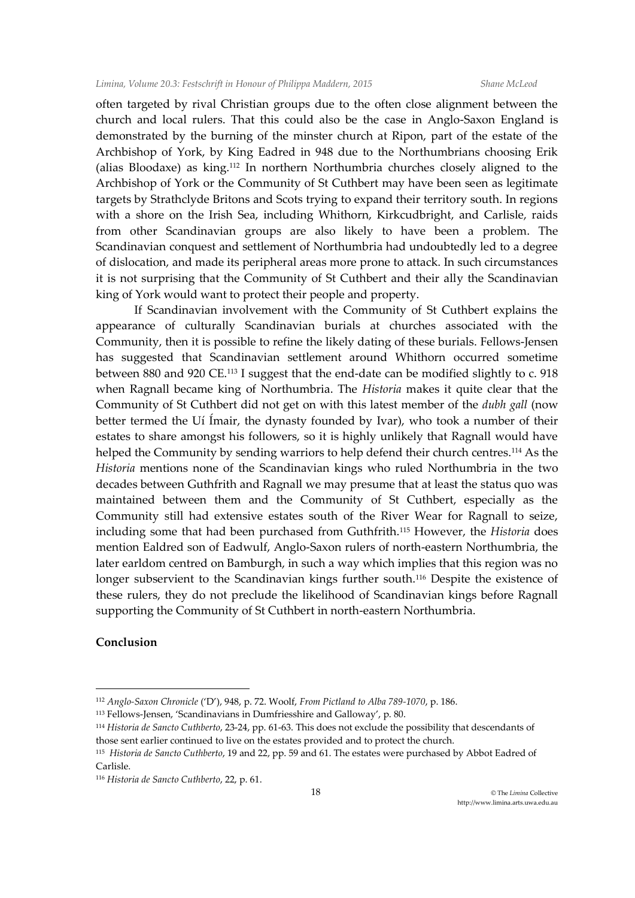often targeted by rival Christian groups due to the often close alignment between the church and local rulers. That this could also be the case in Anglo-Saxon England is demonstrated by the burning of the minster church at Ripon, part of the estate of the Archbishop of York, by King Eadred in 948 due to the Northumbrians choosing Erik (alias Bloodaxe) as king.[112] In northern Northumbria churches closely aligned to the Archbishop of York or the Community of St Cuthbert may have been seen as legitimate targets by Strathclyde Britons and Scots trying to expand their territory south. In regions with a shore on the Irish Sea, including Whithorn, Kirkcudbright, and Carlisle, raids from other Scandinavian groups are also likely to have been a problem. The Scandinavian conquest and settlement of Northumbria had undoubtedly led to a degree of dislocation, and made its peripheral areas more prone to attack. In such circumstances it is not surprising that the Community of St Cuthbert and their ally the Scandinavian king of York would want to protect their people and property.

If Scandinavian involvement with the Community of St Cuthbert explains the appearance of culturally Scandinavian burials at churches associated with the Community, then it is possible to refine the likely dating of these burials. Fellows-Jensen has suggested that Scandinavian settlement around Whithorn occurred sometime between 880 and 920 CE.[113] I suggest that the end-date can be modified slightly to c. 918 when Ragnall became king of Northumbria. The *Historia* makes it quite clear that the Community of St Cuthbert did not get on with this latest member of the *dubh gall* (now better termed the Uí Ímair, the dynasty founded by Ivar), who took a number of their estates to share amongst his followers, so it is highly unlikely that Ragnall would have helped the Community by sending warriors to help defend their church centres.[114] As the *Historia* mentions none of the Scandinavian kings who ruled Northumbria in the two decades between Guthfrith and Ragnall we may presume that at least the status quo was maintained between them and the Community of St Cuthbert, especially as the Community still had extensive estates south of the River Wear for Ragnall to seize, including some that had been purchased from Guthfrith.[115] However, the *Historia* does mention Ealdred son of Eadwulf, Anglo-Saxon rulers of north-eastern Northumbria, the later earldom centred on Bamburgh, in such a way which implies that this region was no longer subservient to the Scandinavian kings further south.[116] Despite the existence of these rulers, they do not preclude the likelihood of Scandinavian kings before Ragnall supporting the Community of St Cuthbert in north-eastern Northumbria.

**Conclusion**

---

[112] *Anglo-Saxon Chronicle* ('D'), 948, p. 72. Woolf, *From Pictland to Alba 789-1070*, p. 186.

[113] Fellows-Jensen, 'Scandinavians in Dumfriesshire and Galloway', p. 80.

[114] *Historia de Sancto Cuthberto*, 23-24, pp. 61-63. This does not exclude the possibility that descendants of those sent earlier continued to live on the estates provided and to protect the church.

[115] *Historia de Sancto Cuthberto*, 19 and 22, pp. 59 and 61. The estates were purchased by Abbot Eadred of Carlisle.

[116] *Historia de Sancto Cuthberto*, 22, p. 61.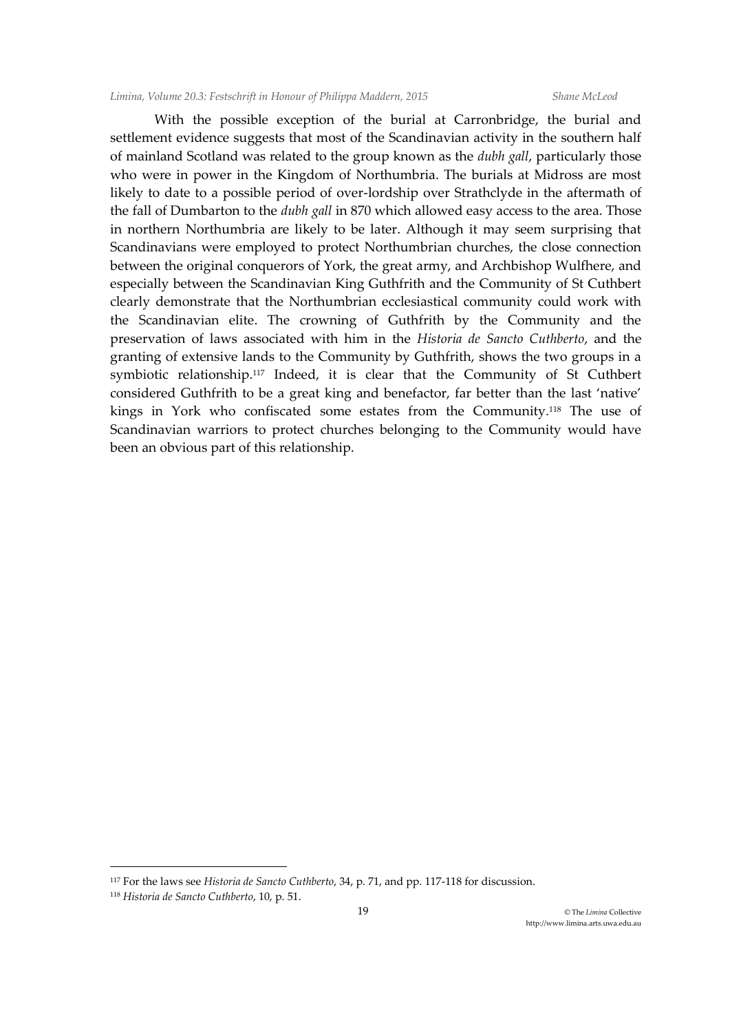With the possible exception of the burial at Carronbridge, the burial and settlement evidence suggests that most of the Scandinavian activity in the southern half of mainland Scotland was related to the group known as the *dubh gall*, particularly those who were in power in the Kingdom of Northumbria. The burials at Midross are most likely to date to a possible period of over-lordship over Strathclyde in the aftermath of the fall of Dumbarton to the *dubh gall* in 870 which allowed easy access to the area. Those in northern Northumbria are likely to be later. Although it may seem surprising that Scandinavians were employed to protect Northumbrian churches, the close connection between the original conquerors of York, the great army, and Archbishop Wulfhere, and especially between the Scandinavian King Guthfrith and the Community of St Cuthbert clearly demonstrate that the Northumbrian ecclesiastical community could work with the Scandinavian elite. The crowning of Guthfrith by the Community and the preservation of laws associated with him in the *Historia de Sancto Cuthberto*, and the granting of extensive lands to the Community by Guthfrith, shows the two groups in a symbiotic relationship.[117] Indeed, it is clear that the Community of St Cuthbert considered Guthfrith to be a great king and benefactor, far better than the last 'native' kings in York who confiscated some estates from the Community.[118] The use of Scandinavian warriors to protect churches belonging to the Community would have been an obvious part of this relationship.

---

[117] For the laws see *Historia de Sancto Cuthberto*, 34, p. 71, and pp. 117-118 for discussion.

[118] *Historia de Sancto Cuthberto*, 10, p. 51.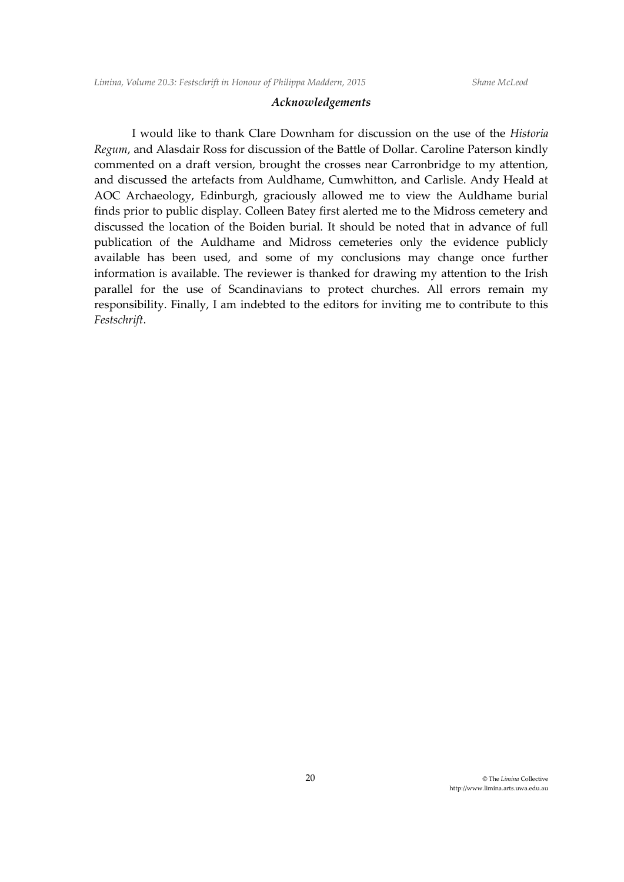### *Acknowledgements*

I would like to thank Clare Downham for discussion on the use of the *Historia Regum*, and Alasdair Ross for discussion of the Battle of Dollar. Caroline Paterson kindly commented on a draft version, brought the crosses near Carronbridge to my attention, and discussed the artefacts from Auldhame, Cumwhitton, and Carlisle. Andy Heald at AOC Archaeology, Edinburgh, graciously allowed me to view the Auldhame burial finds prior to public display. Colleen Batey first alerted me to the Midross cemetery and discussed the location of the Boiden burial. It should be noted that in advance of full publication of the Auldhame and Midross cemeteries only the evidence publicly available has been used, and some of my conclusions may change once further information is available. The reviewer is thanked for drawing my attention to the Irish parallel for the use of Scandinavians to protect churches. All errors remain my responsibility. Finally, I am indebted to the editors for inviting me to contribute to this *Festschrift*.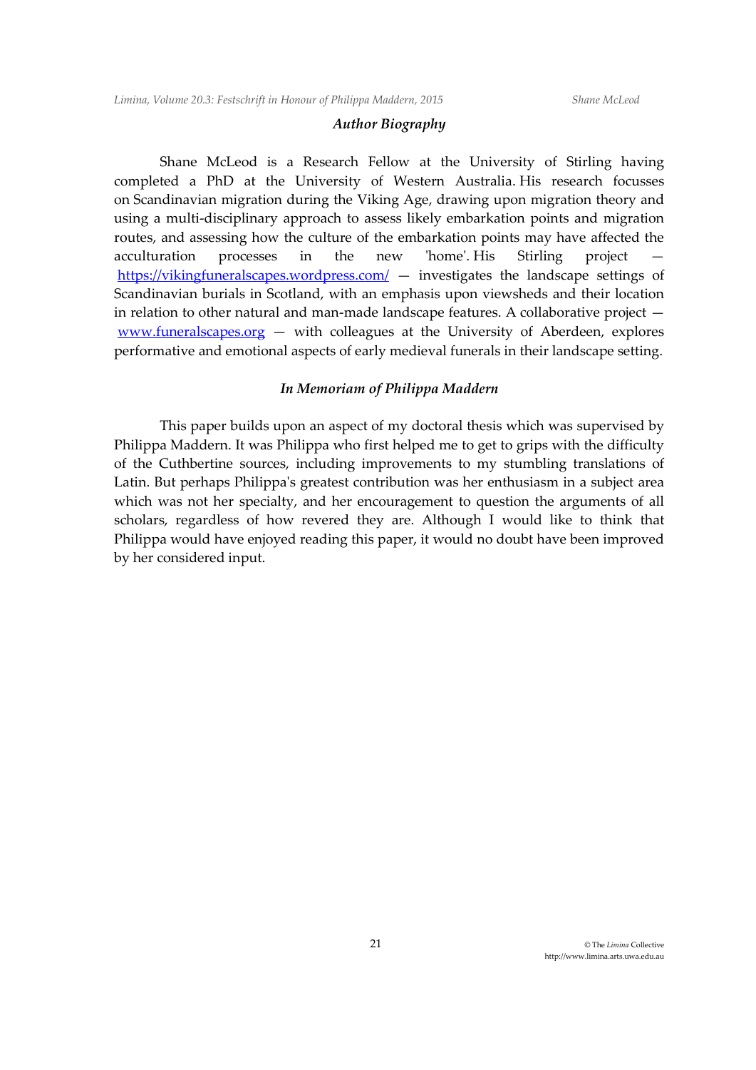### *Author Biography*

Shane McLeod is a Research Fellow at the University of Stirling having completed a PhD at the University of Western Australia. His research focusses on Scandinavian migration during the Viking Age, drawing upon migration theory and using a multi-disciplinary approach to assess likely embarkation points and migration routes, and assessing how the culture of the embarkation points may have affected the acculturation processes in the new 'home'. His Stirling project — https://vikingfuneralscapes.wordpress.com/ — investigates the landscape settings of Scandinavian burials in Scotland, with an emphasis upon viewsheds and their location in relation to other natural and man-made landscape features. A collaborative project — www.funeralscapes.org — with colleagues at the University of Aberdeen, explores performative and emotional aspects of early medieval funerals in their landscape setting.

### *In Memoriam of Philippa Maddern*

This paper builds upon an aspect of my doctoral thesis which was supervised by Philippa Maddern. It was Philippa who first helped me to get to grips with the difficulty of the Cuthbertine sources, including improvements to my stumbling translations of Latin. But perhaps Philippa's greatest contribution was her enthusiasm in a subject area which was not her specialty, and her encouragement to question the arguments of all scholars, regardless of how revered they are. Although I would like to think that Philippa would have enjoyed reading this paper, it would no doubt have been improved by her considered input.